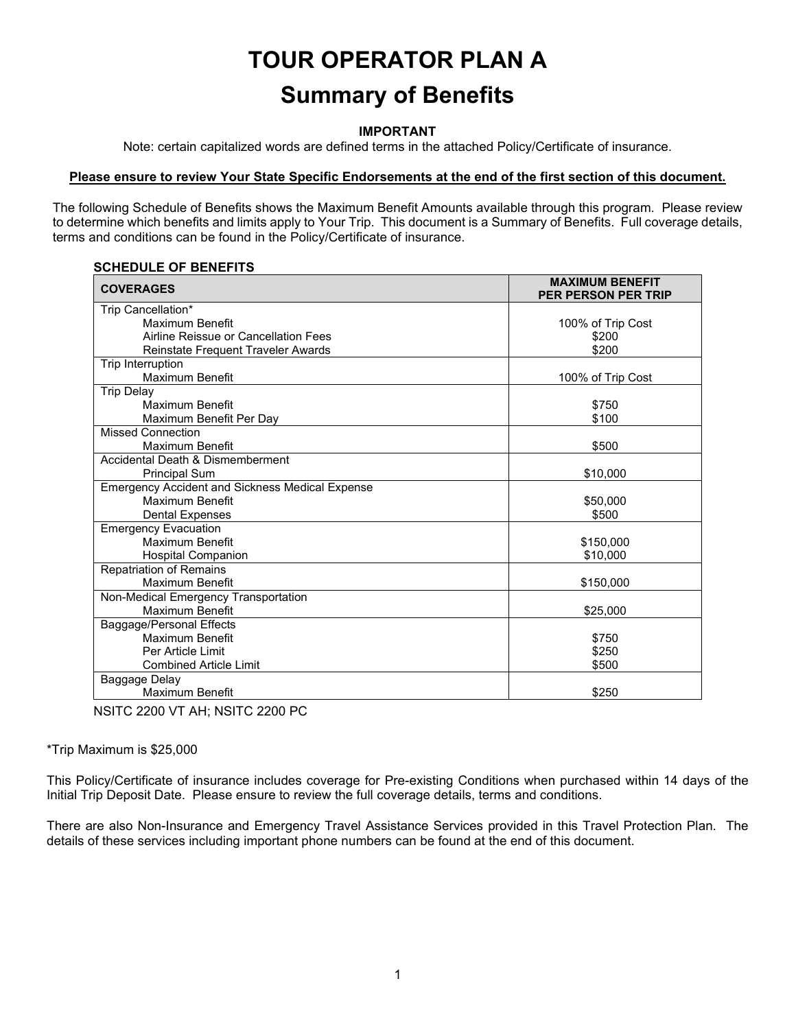# TOUR OPERATOR PLAN A

## Summary of Benefits

**IMPORTANT**

Note: certain capitalized words are defined terms in the attached Policy/Certificate of insurance.

**Please ensure to review Your State Specific Endorsements at the end of the first section of this document.**

The following Schedule of Benefits shows the Maximum Benefit Amounts available through this program. Please review to determine which benefits and limits apply to Your Trip. This document is a Summary of Benefits. Full coverage details, terms and conditions can be found in the Policy/Certificate of insurance.

**SCHEDULE OF BENEFITS**

| COVERAGES | MAXIMUM BENEFIT PER PERSON PER TRIP |
|---|---|
| Trip Cancellation* | |
| Maximum Benefit | 100% of Trip Cost |
| Airline Reissue or Cancellation Fees | $200 |
| Reinstate Frequent Traveler Awards | $200 |
| Trip Interruption | |
| Maximum Benefit | 100% of Trip Cost |
| Trip Delay | |
| Maximum Benefit | $750 |
| Maximum Benefit Per Day | $100 |
| Missed Connection | |
| Maximum Benefit | $500 |
| Accidental Death & Dismemberment | |
| Principal Sum | $10,000 |
| Emergency Accident and Sickness Medical Expense | |
| Maximum Benefit | $50,000 |
| Dental Expenses | $500 |
| Emergency Evacuation | |
| Maximum Benefit | $150,000 |
| Hospital Companion | $10,000 |
| Repatriation of Remains | |
| Maximum Benefit | $150,000 |
| Non-Medical Emergency Transportation | |
| Maximum Benefit | $25,000 |
| Baggage/Personal Effects | |
| Maximum Benefit | $750 |
| Per Article Limit | $250 |
| Combined Article Limit | $500 |
| Baggage Delay | |
| Maximum Benefit | $250 |

NSITC 2200 VT AH; NSITC 2200 PC

*Trip Maximum is $25,000

This Policy/Certificate of insurance includes coverage for Pre-existing Conditions when purchased within 14 days of the Initial Trip Deposit Date. Please ensure to review the full coverage details, terms and conditions.

There are also Non-Insurance and Emergency Travel Assistance Services provided in this Travel Protection Plan. The details of these services including important phone numbers can be found at the end of this document.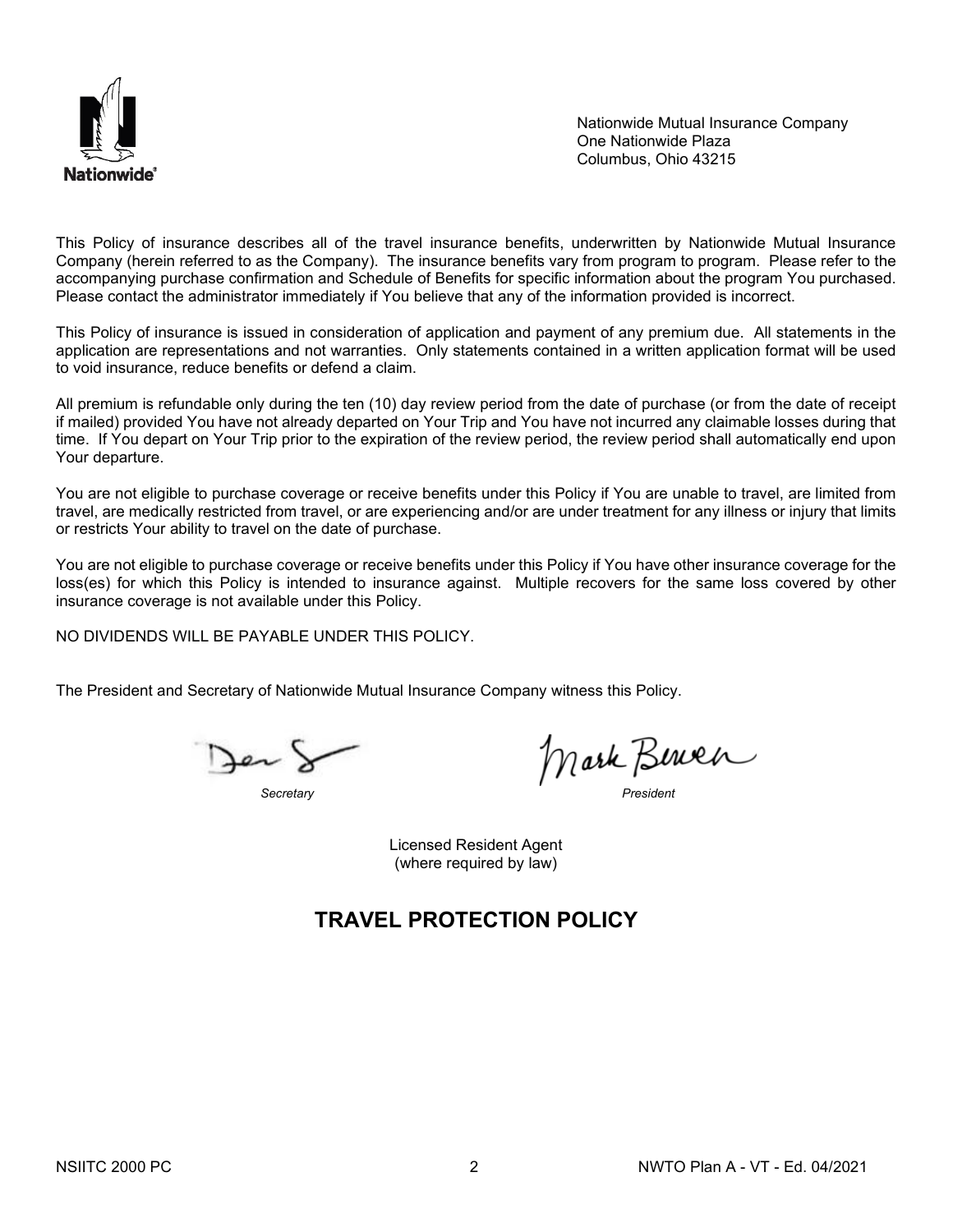Nationwide Mutual Insurance Company
One Nationwide Plaza
Columbus, Ohio 43215

This Policy of insurance describes all of the travel insurance benefits, underwritten by Nationwide Mutual Insurance Company (herein referred to as the Company). The insurance benefits vary from program to program. Please refer to the accompanying purchase confirmation and Schedule of Benefits for specific information about the program You purchased. Please contact the administrator immediately if You believe that any of the information provided is incorrect.

This Policy of insurance is issued in consideration of application and payment of any premium due. All statements in the application are representations and not warranties. Only statements contained in a written application format will be used to void insurance, reduce benefits or defend a claim.

All premium is refundable only during the ten (10) day review period from the date of purchase (or from the date of receipt if mailed) provided You have not already departed on Your Trip and You have not incurred any claimable losses during that time. If You depart on Your Trip prior to the expiration of the review period, the review period shall automatically end upon Your departure.

You are not eligible to purchase coverage or receive benefits under this Policy if You are unable to travel, are limited from travel, are medically restricted from travel, or are experiencing and/or are under treatment for any illness or injury that limits or restricts Your ability to travel on the date of purchase.

You are not eligible to purchase coverage or receive benefits under this Policy if You have other insurance coverage for the loss(es) for which this Policy is intended to insurance against. Multiple recovers for the same loss covered by other insurance coverage is not available under this Policy.

NO DIVIDENDS WILL BE PAYABLE UNDER THIS POLICY.

The President and Secretary of Nationwide Mutual Insurance Company witness this Policy.

*Secretary* *President*

Licensed Resident Agent
(where required by law)

# TRAVEL PROTECTION POLICY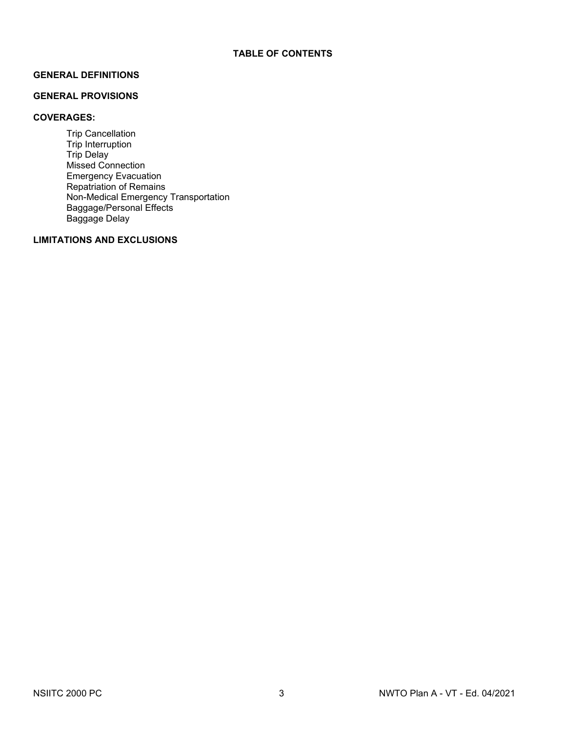# TABLE OF CONTENTS

**GENERAL DEFINITIONS**

**GENERAL PROVISIONS**

**COVERAGES:**

- Trip Cancellation
- Trip Interruption
- Trip Delay
- Missed Connection
- Emergency Evacuation
- Repatriation of Remains
- Non-Medical Emergency Transportation
- Baggage/Personal Effects
- Baggage Delay

**LIMITATIONS AND EXCLUSIONS**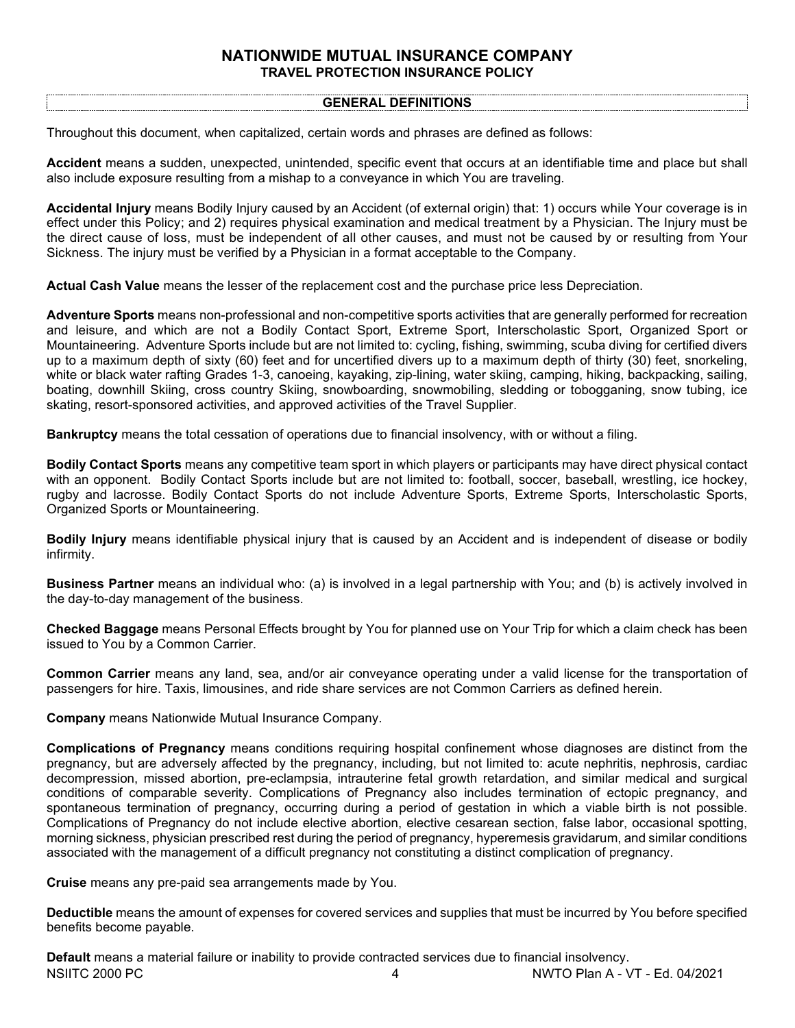# NATIONWIDE MUTUAL INSURANCE COMPANY
## TRAVEL PROTECTION INSURANCE POLICY

### GENERAL DEFINITIONS

Throughout this document, when capitalized, certain words and phrases are defined as follows:

**Accident** means a sudden, unexpected, unintended, specific event that occurs at an identifiable time and place but shall also include exposure resulting from a mishap to a conveyance in which You are traveling.

**Accidental Injury** means Bodily Injury caused by an Accident (of external origin) that: 1) occurs while Your coverage is in effect under this Policy; and 2) requires physical examination and medical treatment by a Physician. The Injury must be the direct cause of loss, must be independent of all other causes, and must not be caused by or resulting from Your Sickness. The injury must be verified by a Physician in a format acceptable to the Company.

**Actual Cash Value** means the lesser of the replacement cost and the purchase price less Depreciation.

**Adventure Sports** means non-professional and non-competitive sports activities that are generally performed for recreation and leisure, and which are not a Bodily Contact Sport, Extreme Sport, Interscholastic Sport, Organized Sport or Mountaineering. Adventure Sports include but are not limited to: cycling, fishing, swimming, scuba diving for certified divers up to a maximum depth of sixty (60) feet and for uncertified divers up to a maximum depth of thirty (30) feet, snorkeling, white or black water rafting Grades 1-3, canoeing, kayaking, zip-lining, water skiing, camping, hiking, backpacking, sailing, boating, downhill Skiing, cross country Skiing, snowboarding, snowmobiling, sledding or tobogganing, snow tubing, ice skating, resort-sponsored activities, and approved activities of the Travel Supplier.

**Bankruptcy** means the total cessation of operations due to financial insolvency, with or without a filing.

**Bodily Contact Sports** means any competitive team sport in which players or participants may have direct physical contact with an opponent. Bodily Contact Sports include but are not limited to: football, soccer, baseball, wrestling, ice hockey, rugby and lacrosse. Bodily Contact Sports do not include Adventure Sports, Extreme Sports, Interscholastic Sports, Organized Sports or Mountaineering.

**Bodily Injury** means identifiable physical injury that is caused by an Accident and is independent of disease or bodily infirmity.

**Business Partner** means an individual who: (a) is involved in a legal partnership with You; and (b) is actively involved in the day-to-day management of the business.

**Checked Baggage** means Personal Effects brought by You for planned use on Your Trip for which a claim check has been issued to You by a Common Carrier.

**Common Carrier** means any land, sea, and/or air conveyance operating under a valid license for the transportation of passengers for hire. Taxis, limousines, and ride share services are not Common Carriers as defined herein.

**Company** means Nationwide Mutual Insurance Company.

**Complications of Pregnancy** means conditions requiring hospital confinement whose diagnoses are distinct from the pregnancy, but are adversely affected by the pregnancy, including, but not limited to: acute nephritis, nephrosis, cardiac decompression, missed abortion, pre-eclampsia, intrauterine fetal growth retardation, and similar medical and surgical conditions of comparable severity. Complications of Pregnancy also includes termination of ectopic pregnancy, and spontaneous termination of pregnancy, occurring during a period of gestation in which a viable birth is not possible. Complications of Pregnancy do not include elective abortion, elective cesarean section, false labor, occasional spotting, morning sickness, physician prescribed rest during the period of pregnancy, hyperemesis gravidarum, and similar conditions associated with the management of a difficult pregnancy not constituting a distinct complication of pregnancy.

**Cruise** means any pre-paid sea arrangements made by You.

**Deductible** means the amount of expenses for covered services and supplies that must be incurred by You before specified benefits become payable.

**Default** means a material failure or inability to provide contracted services due to financial insolvency.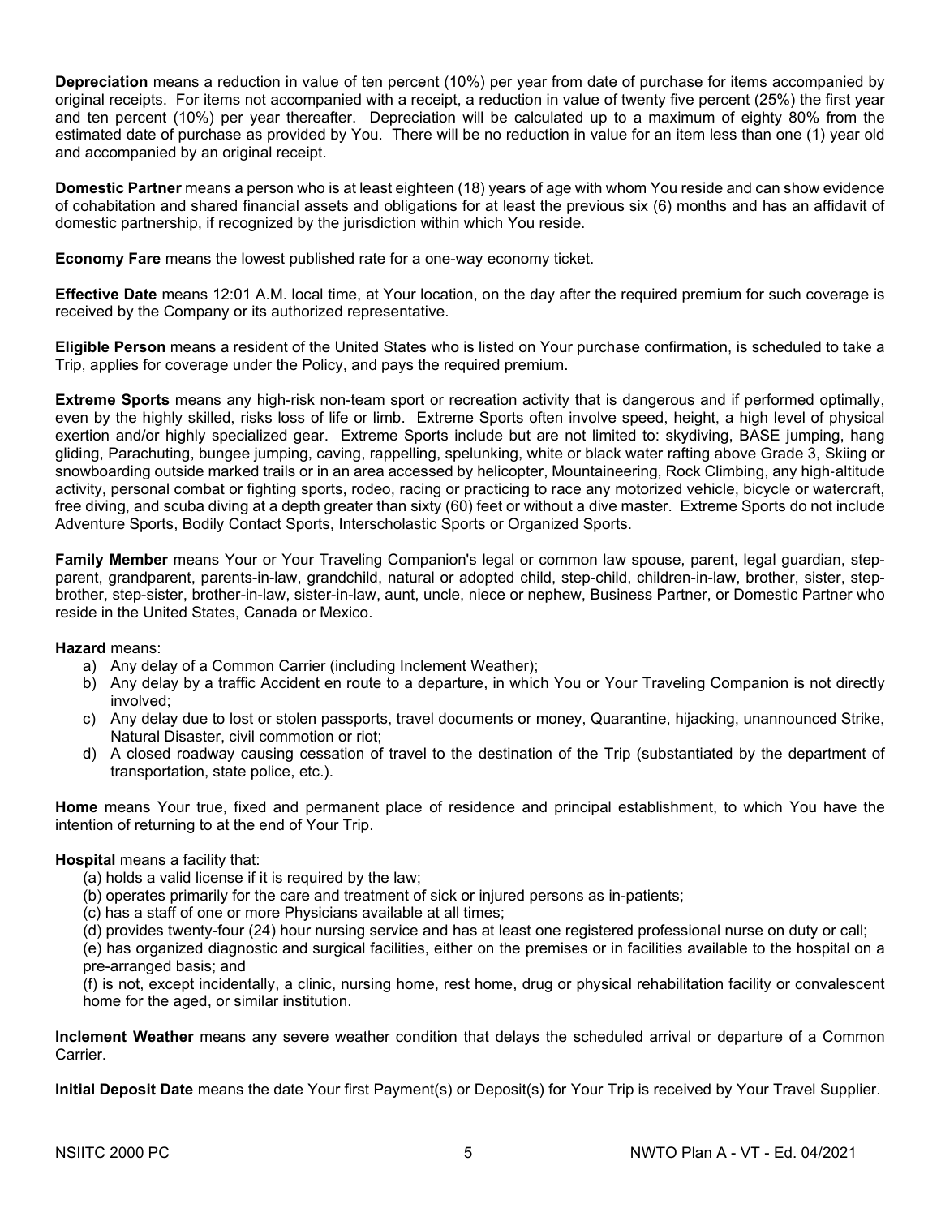**Depreciation** means a reduction in value of ten percent (10%) per year from date of purchase for items accompanied by original receipts. For items not accompanied with a receipt, a reduction in value of twenty five percent (25%) the first year and ten percent (10%) per year thereafter. Depreciation will be calculated up to a maximum of eighty 80% from the estimated date of purchase as provided by You. There will be no reduction in value for an item less than one (1) year old and accompanied by an original receipt.

**Domestic Partner** means a person who is at least eighteen (18) years of age with whom You reside and can show evidence of cohabitation and shared financial assets and obligations for at least the previous six (6) months and has an affidavit of domestic partnership, if recognized by the jurisdiction within which You reside.

**Economy Fare** means the lowest published rate for a one-way economy ticket.

**Effective Date** means 12:01 A.M. local time, at Your location, on the day after the required premium for such coverage is received by the Company or its authorized representative.

**Eligible Person** means a resident of the United States who is listed on Your purchase confirmation, is scheduled to take a Trip, applies for coverage under the Policy, and pays the required premium.

**Extreme Sports** means any high-risk non-team sport or recreation activity that is dangerous and if performed optimally, even by the highly skilled, risks loss of life or limb. Extreme Sports often involve speed, height, a high level of physical exertion and/or highly specialized gear. Extreme Sports include but are not limited to: skydiving, BASE jumping, hang gliding, Parachuting, bungee jumping, caving, rappelling, spelunking, white or black water rafting above Grade 3, Skiing or snowboarding outside marked trails or in an area accessed by helicopter, Mountaineering, Rock Climbing, any high-altitude activity, personal combat or fighting sports, rodeo, racing or practicing to race any motorized vehicle, bicycle or watercraft, free diving, and scuba diving at a depth greater than sixty (60) feet or without a dive master. Extreme Sports do not include Adventure Sports, Bodily Contact Sports, Interscholastic Sports or Organized Sports.

**Family Member** means Your or Your Traveling Companion's legal or common law spouse, parent, legal guardian, step-parent, grandparent, parents-in-law, grandchild, natural or adopted child, step-child, children-in-law, brother, sister, step-brother, step-sister, brother-in-law, sister-in-law, aunt, uncle, niece or nephew, Business Partner, or Domestic Partner who reside in the United States, Canada or Mexico.

**Hazard** means:

a) Any delay of a Common Carrier (including Inclement Weather);
b) Any delay by a traffic Accident en route to a departure, in which You or Your Traveling Companion is not directly involved;
c) Any delay due to lost or stolen passports, travel documents or money, Quarantine, hijacking, unannounced Strike, Natural Disaster, civil commotion or riot;
d) A closed roadway causing cessation of travel to the destination of the Trip (substantiated by the department of transportation, state police, etc.).

**Home** means Your true, fixed and permanent place of residence and principal establishment, to which You have the intention of returning to at the end of Your Trip.

**Hospital** means a facility that:

(a) holds a valid license if it is required by the law;
(b) operates primarily for the care and treatment of sick or injured persons as in-patients;
(c) has a staff of one or more Physicians available at all times;
(d) provides twenty-four (24) hour nursing service and has at least one registered professional nurse on duty or call;
(e) has organized diagnostic and surgical facilities, either on the premises or in facilities available to the hospital on a pre-arranged basis; and
(f) is not, except incidentally, a clinic, nursing home, rest home, drug or physical rehabilitation facility or convalescent home for the aged, or similar institution.

**Inclement Weather** means any severe weather condition that delays the scheduled arrival or departure of a Common Carrier.

**Initial Deposit Date** means the date Your first Payment(s) or Deposit(s) for Your Trip is received by Your Travel Supplier.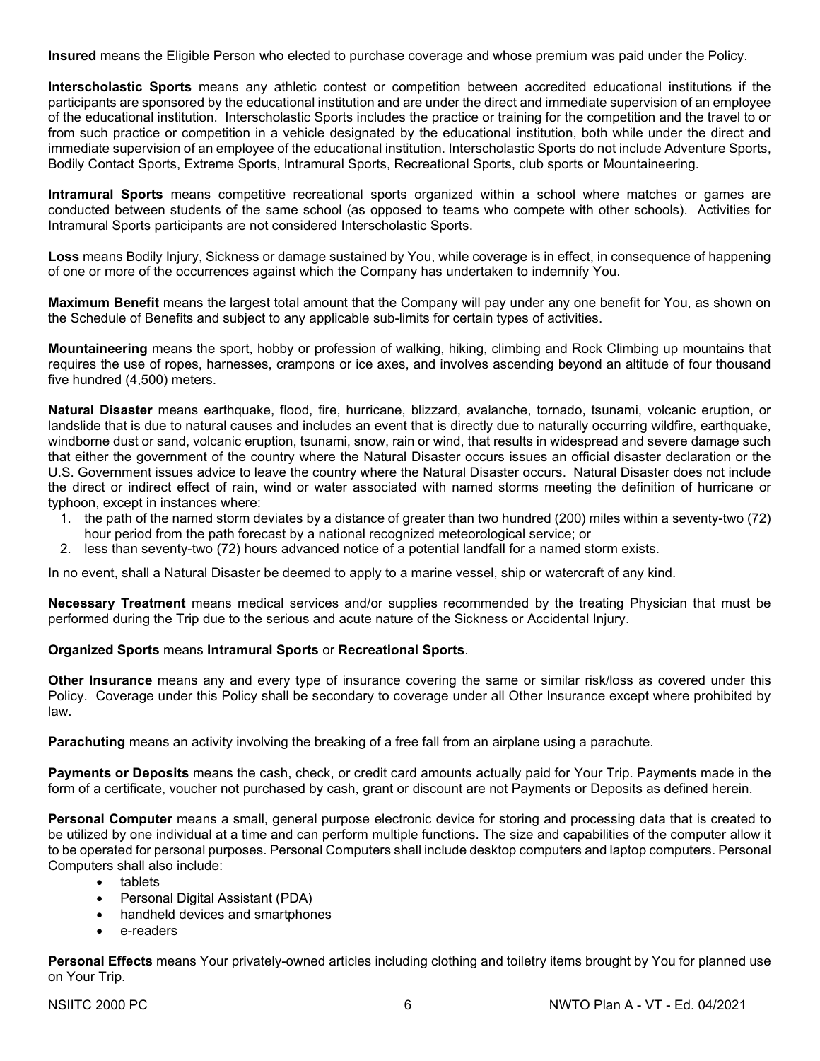**Insured** means the Eligible Person who elected to purchase coverage and whose premium was paid under the Policy.

**Interscholastic Sports** means any athletic contest or competition between accredited educational institutions if the participants are sponsored by the educational institution and are under the direct and immediate supervision of an employee of the educational institution. Interscholastic Sports includes the practice or training for the competition and the travel to or from such practice or competition in a vehicle designated by the educational institution, both while under the direct and immediate supervision of an employee of the educational institution. Interscholastic Sports do not include Adventure Sports, Bodily Contact Sports, Extreme Sports, Intramural Sports, Recreational Sports, club sports or Mountaineering.

**Intramural Sports** means competitive recreational sports organized within a school where matches or games are conducted between students of the same school (as opposed to teams who compete with other schools). Activities for Intramural Sports participants are not considered Interscholastic Sports.

**Loss** means Bodily Injury, Sickness or damage sustained by You, while coverage is in effect, in consequence of happening of one or more of the occurrences against which the Company has undertaken to indemnify You.

**Maximum Benefit** means the largest total amount that the Company will pay under any one benefit for You, as shown on the Schedule of Benefits and subject to any applicable sub-limits for certain types of activities.

**Mountaineering** means the sport, hobby or profession of walking, hiking, climbing and Rock Climbing up mountains that requires the use of ropes, harnesses, crampons or ice axes, and involves ascending beyond an altitude of four thousand five hundred (4,500) meters.

**Natural Disaster** means earthquake, flood, fire, hurricane, blizzard, avalanche, tornado, tsunami, volcanic eruption, or landslide that is due to natural causes and includes an event that is directly due to naturally occurring wildfire, earthquake, windborne dust or sand, volcanic eruption, tsunami, snow, rain or wind, that results in widespread and severe damage such that either the government of the country where the Natural Disaster occurs issues an official disaster declaration or the U.S. Government issues advice to leave the country where the Natural Disaster occurs. Natural Disaster does not include the direct or indirect effect of rain, wind or water associated with named storms meeting the definition of hurricane or typhoon, except in instances where:

1. the path of the named storm deviates by a distance of greater than two hundred (200) miles within a seventy-two (72) hour period from the path forecast by a national recognized meteorological service; or
2. less than seventy-two (72) hours advanced notice of a potential landfall for a named storm exists.

In no event, shall a Natural Disaster be deemed to apply to a marine vessel, ship or watercraft of any kind.

**Necessary Treatment** means medical services and/or supplies recommended by the treating Physician that must be performed during the Trip due to the serious and acute nature of the Sickness or Accidental Injury.

**Organized Sports** means **Intramural Sports** or **Recreational Sports**.

**Other Insurance** means any and every type of insurance covering the same or similar risk/loss as covered under this Policy. Coverage under this Policy shall be secondary to coverage under all Other Insurance except where prohibited by law.

**Parachuting** means an activity involving the breaking of a free fall from an airplane using a parachute.

**Payments or Deposits** means the cash, check, or credit card amounts actually paid for Your Trip. Payments made in the form of a certificate, voucher not purchased by cash, grant or discount are not Payments or Deposits as defined herein.

**Personal Computer** means a small, general purpose electronic device for storing and processing data that is created to be utilized by one individual at a time and can perform multiple functions. The size and capabilities of the computer allow it to be operated for personal purposes. Personal Computers shall include desktop computers and laptop computers. Personal Computers shall also include:

- tablets
- Personal Digital Assistant (PDA)
- handheld devices and smartphones
- e-readers

**Personal Effects** means Your privately-owned articles including clothing and toiletry items brought by You for planned use on Your Trip.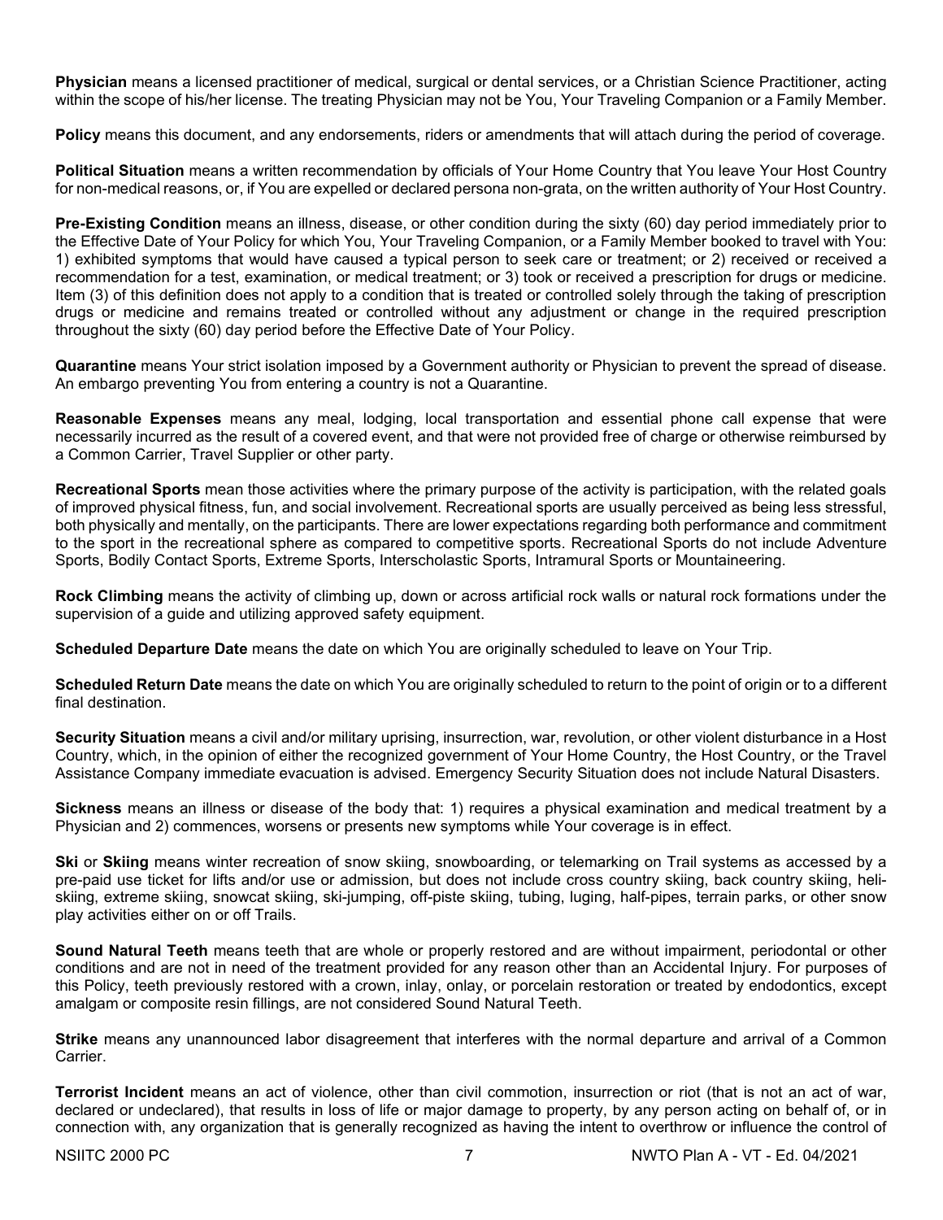**Physician** means a licensed practitioner of medical, surgical or dental services, or a Christian Science Practitioner, acting within the scope of his/her license. The treating Physician may not be You, Your Traveling Companion or a Family Member.

**Policy** means this document, and any endorsements, riders or amendments that will attach during the period of coverage.

**Political Situation** means a written recommendation by officials of Your Home Country that You leave Your Host Country for non-medical reasons, or, if You are expelled or declared persona non-grata, on the written authority of Your Host Country.

**Pre-Existing Condition** means an illness, disease, or other condition during the sixty (60) day period immediately prior to the Effective Date of Your Policy for which You, Your Traveling Companion, or a Family Member booked to travel with You: 1) exhibited symptoms that would have caused a typical person to seek care or treatment; or 2) received or received a recommendation for a test, examination, or medical treatment; or 3) took or received a prescription for drugs or medicine. Item (3) of this definition does not apply to a condition that is treated or controlled solely through the taking of prescription drugs or medicine and remains treated or controlled without any adjustment or change in the required prescription throughout the sixty (60) day period before the Effective Date of Your Policy.

**Quarantine** means Your strict isolation imposed by a Government authority or Physician to prevent the spread of disease. An embargo preventing You from entering a country is not a Quarantine.

**Reasonable Expenses** means any meal, lodging, local transportation and essential phone call expense that were necessarily incurred as the result of a covered event, and that were not provided free of charge or otherwise reimbursed by a Common Carrier, Travel Supplier or other party.

**Recreational Sports** mean those activities where the primary purpose of the activity is participation, with the related goals of improved physical fitness, fun, and social involvement. Recreational sports are usually perceived as being less stressful, both physically and mentally, on the participants. There are lower expectations regarding both performance and commitment to the sport in the recreational sphere as compared to competitive sports. Recreational Sports do not include Adventure Sports, Bodily Contact Sports, Extreme Sports, Interscholastic Sports, Intramural Sports or Mountaineering.

**Rock Climbing** means the activity of climbing up, down or across artificial rock walls or natural rock formations under the supervision of a guide and utilizing approved safety equipment.

**Scheduled Departure Date** means the date on which You are originally scheduled to leave on Your Trip.

**Scheduled Return Date** means the date on which You are originally scheduled to return to the point of origin or to a different final destination.

**Security Situation** means a civil and/or military uprising, insurrection, war, revolution, or other violent disturbance in a Host Country, which, in the opinion of either the recognized government of Your Home Country, the Host Country, or the Travel Assistance Company immediate evacuation is advised. Emergency Security Situation does not include Natural Disasters.

**Sickness** means an illness or disease of the body that: 1) requires a physical examination and medical treatment by a Physician and 2) commences, worsens or presents new symptoms while Your coverage is in effect.

**Ski** or **Skiing** means winter recreation of snow skiing, snowboarding, or telemarking on Trail systems as accessed by a pre-paid use ticket for lifts and/or use or admission, but does not include cross country skiing, back country skiing, heli-skiing, extreme skiing, snowcat skiing, ski-jumping, off-piste skiing, tubing, luging, half-pipes, terrain parks, or other snow play activities either on or off Trails.

**Sound Natural Teeth** means teeth that are whole or properly restored and are without impairment, periodontal or other conditions and are not in need of the treatment provided for any reason other than an Accidental Injury. For purposes of this Policy, teeth previously restored with a crown, inlay, onlay, or porcelain restoration or treated by endodontics, except amalgam or composite resin fillings, are not considered Sound Natural Teeth.

**Strike** means any unannounced labor disagreement that interferes with the normal departure and arrival of a Common Carrier.

**Terrorist Incident** means an act of violence, other than civil commotion, insurrection or riot (that is not an act of war, declared or undeclared), that results in loss of life or major damage to property, by any person acting on behalf of, or in connection with, any organization that is generally recognized as having the intent to overthrow or influence the control of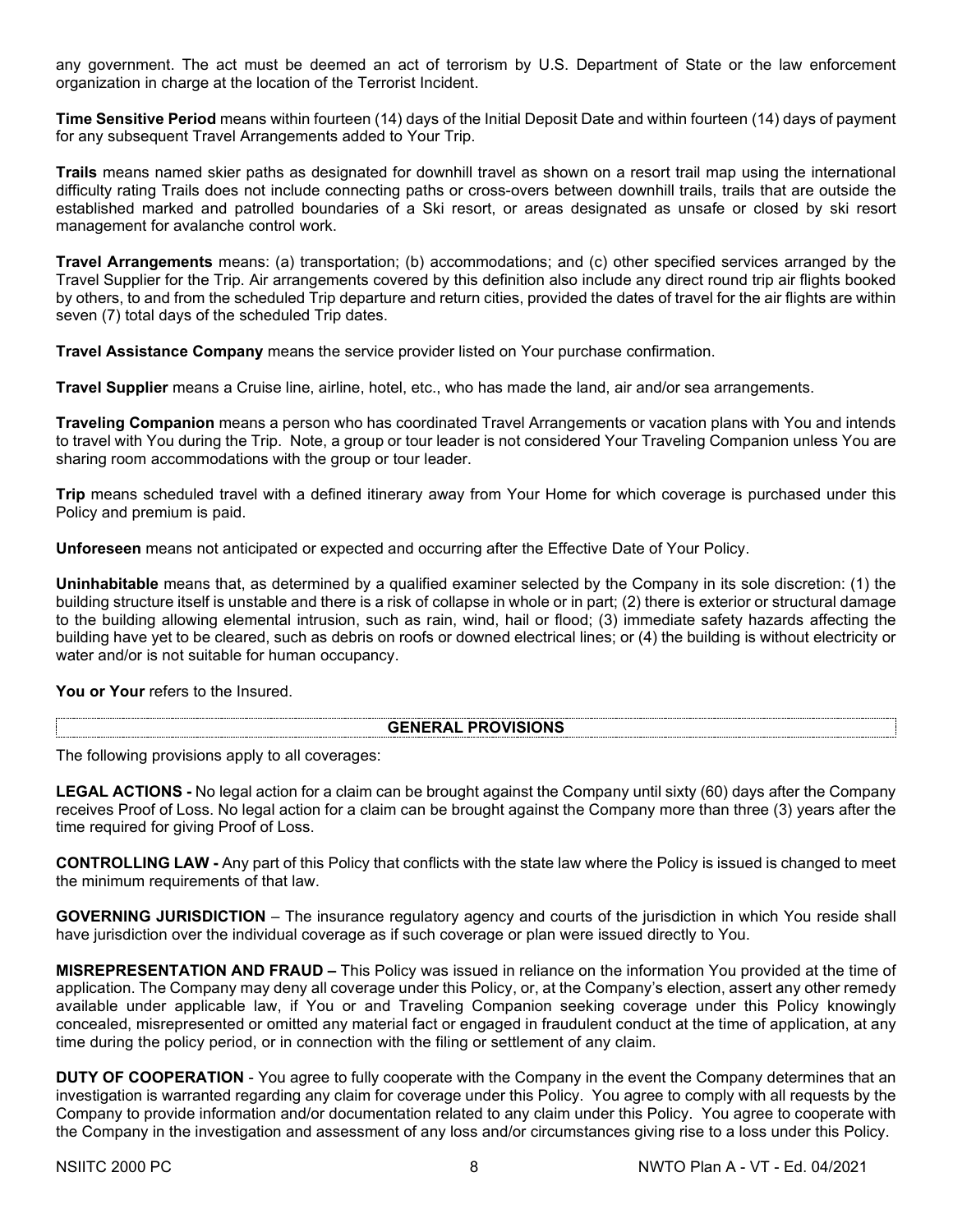any government. The act must be deemed an act of terrorism by U.S. Department of State or the law enforcement organization in charge at the location of the Terrorist Incident.

**Time Sensitive Period** means within fourteen (14) days of the Initial Deposit Date and within fourteen (14) days of payment for any subsequent Travel Arrangements added to Your Trip.

**Trails** means named skier paths as designated for downhill travel as shown on a resort trail map using the international difficulty rating Trails does not include connecting paths or cross-overs between downhill trails, trails that are outside the established marked and patrolled boundaries of a Ski resort, or areas designated as unsafe or closed by ski resort management for avalanche control work.

**Travel Arrangements** means: (a) transportation; (b) accommodations; and (c) other specified services arranged by the Travel Supplier for the Trip. Air arrangements covered by this definition also include any direct round trip air flights booked by others, to and from the scheduled Trip departure and return cities, provided the dates of travel for the air flights are within seven (7) total days of the scheduled Trip dates.

**Travel Assistance Company** means the service provider listed on Your purchase confirmation.

**Travel Supplier** means a Cruise line, airline, hotel, etc., who has made the land, air and/or sea arrangements.

**Traveling Companion** means a person who has coordinated Travel Arrangements or vacation plans with You and intends to travel with You during the Trip. Note, a group or tour leader is not considered Your Traveling Companion unless You are sharing room accommodations with the group or tour leader.

**Trip** means scheduled travel with a defined itinerary away from Your Home for which coverage is purchased under this Policy and premium is paid.

**Unforeseen** means not anticipated or expected and occurring after the Effective Date of Your Policy.

**Uninhabitable** means that, as determined by a qualified examiner selected by the Company in its sole discretion: (1) the building structure itself is unstable and there is a risk of collapse in whole or in part; (2) there is exterior or structural damage to the building allowing elemental intrusion, such as rain, wind, hail or flood; (3) immediate safety hazards affecting the building have yet to be cleared, such as debris on roofs or downed electrical lines; or (4) the building is without electricity or water and/or is not suitable for human occupancy.

**You or Your** refers to the Insured.

## GENERAL PROVISIONS

The following provisions apply to all coverages:

**LEGAL ACTIONS -** No legal action for a claim can be brought against the Company until sixty (60) days after the Company receives Proof of Loss. No legal action for a claim can be brought against the Company more than three (3) years after the time required for giving Proof of Loss.

**CONTROLLING LAW -** Any part of this Policy that conflicts with the state law where the Policy is issued is changed to meet the minimum requirements of that law.

**GOVERNING JURISDICTION** – The insurance regulatory agency and courts of the jurisdiction in which You reside shall have jurisdiction over the individual coverage as if such coverage or plan were issued directly to You.

**MISREPRESENTATION AND FRAUD –** This Policy was issued in reliance on the information You provided at the time of application. The Company may deny all coverage under this Policy, or, at the Company's election, assert any other remedy available under applicable law, if You or and Traveling Companion seeking coverage under this Policy knowingly concealed, misrepresented or omitted any material fact or engaged in fraudulent conduct at the time of application, at any time during the policy period, or in connection with the filing or settlement of any claim.

**DUTY OF COOPERATION** - You agree to fully cooperate with the Company in the event the Company determines that an investigation is warranted regarding any claim for coverage under this Policy. You agree to comply with all requests by the Company to provide information and/or documentation related to any claim under this Policy. You agree to cooperate with the Company in the investigation and assessment of any loss and/or circumstances giving rise to a loss under this Policy.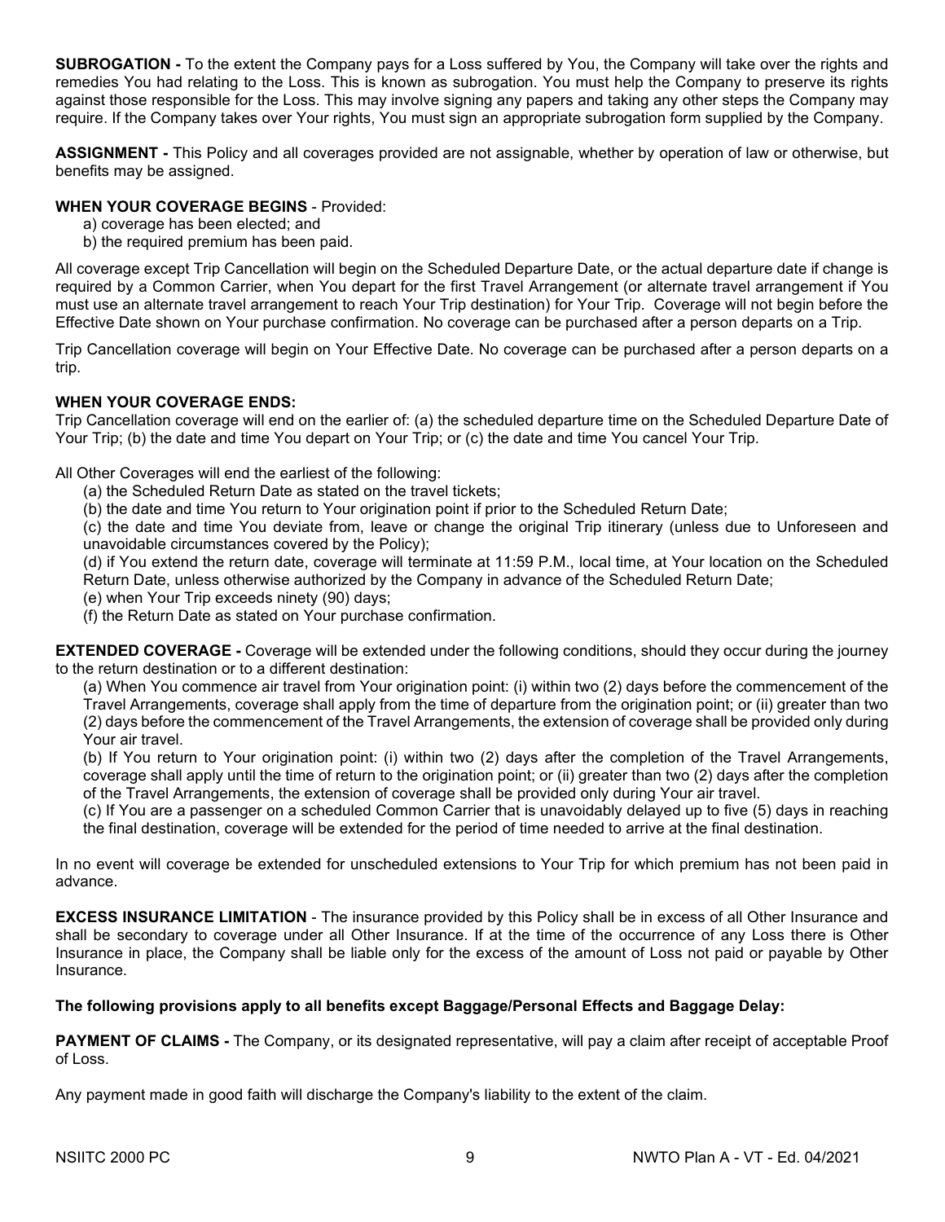**SUBROGATION -** To the extent the Company pays for a Loss suffered by You, the Company will take over the rights and remedies You had relating to the Loss. This is known as subrogation. You must help the Company to preserve its rights against those responsible for the Loss. This may involve signing any papers and taking any other steps the Company may require. If the Company takes over Your rights, You must sign an appropriate subrogation form supplied by the Company.

**ASSIGNMENT -** This Policy and all coverages provided are not assignable, whether by operation of law or otherwise, but benefits may be assigned.

**WHEN YOUR COVERAGE BEGINS** - Provided:

a) coverage has been elected; and
b) the required premium has been paid.

All coverage except Trip Cancellation will begin on the Scheduled Departure Date, or the actual departure date if change is required by a Common Carrier, when You depart for the first Travel Arrangement (or alternate travel arrangement if You must use an alternate travel arrangement to reach Your Trip destination) for Your Trip. Coverage will not begin before the Effective Date shown on Your purchase confirmation. No coverage can be purchased after a person departs on a Trip.

Trip Cancellation coverage will begin on Your Effective Date. No coverage can be purchased after a person departs on a trip.

**WHEN YOUR COVERAGE ENDS:**

Trip Cancellation coverage will end on the earlier of: (a) the scheduled departure time on the Scheduled Departure Date of Your Trip; (b) the date and time You depart on Your Trip; or (c) the date and time You cancel Your Trip.

All Other Coverages will end the earliest of the following:

(a) the Scheduled Return Date as stated on the travel tickets;
(b) the date and time You return to Your origination point if prior to the Scheduled Return Date;
(c) the date and time You deviate from, leave or change the original Trip itinerary (unless due to Unforeseen and unavoidable circumstances covered by the Policy);
(d) if You extend the return date, coverage will terminate at 11:59 P.M., local time, at Your location on the Scheduled Return Date, unless otherwise authorized by the Company in advance of the Scheduled Return Date;
(e) when Your Trip exceeds ninety (90) days;
(f) the Return Date as stated on Your purchase confirmation.

**EXTENDED COVERAGE -** Coverage will be extended under the following conditions, should they occur during the journey to the return destination or to a different destination:

(a) When You commence air travel from Your origination point: (i) within two (2) days before the commencement of the Travel Arrangements, coverage shall apply from the time of departure from the origination point; or (ii) greater than two (2) days before the commencement of the Travel Arrangements, the extension of coverage shall be provided only during Your air travel.
(b) If You return to Your origination point: (i) within two (2) days after the completion of the Travel Arrangements, coverage shall apply until the time of return to the origination point; or (ii) greater than two (2) days after the completion of the Travel Arrangements, the extension of coverage shall be provided only during Your air travel.
(c) If You are a passenger on a scheduled Common Carrier that is unavoidably delayed up to five (5) days in reaching the final destination, coverage will be extended for the period of time needed to arrive at the final destination.

In no event will coverage be extended for unscheduled extensions to Your Trip for which premium has not been paid in advance.

**EXCESS INSURANCE LIMITATION** - The insurance provided by this Policy shall be in excess of all Other Insurance and shall be secondary to coverage under all Other Insurance. If at the time of the occurrence of any Loss there is Other Insurance in place, the Company shall be liable only for the excess of the amount of Loss not paid or payable by Other Insurance.

**The following provisions apply to all benefits except Baggage/Personal Effects and Baggage Delay:**

**PAYMENT OF CLAIMS -** The Company, or its designated representative, will pay a claim after receipt of acceptable Proof of Loss.

Any payment made in good faith will discharge the Company's liability to the extent of the claim.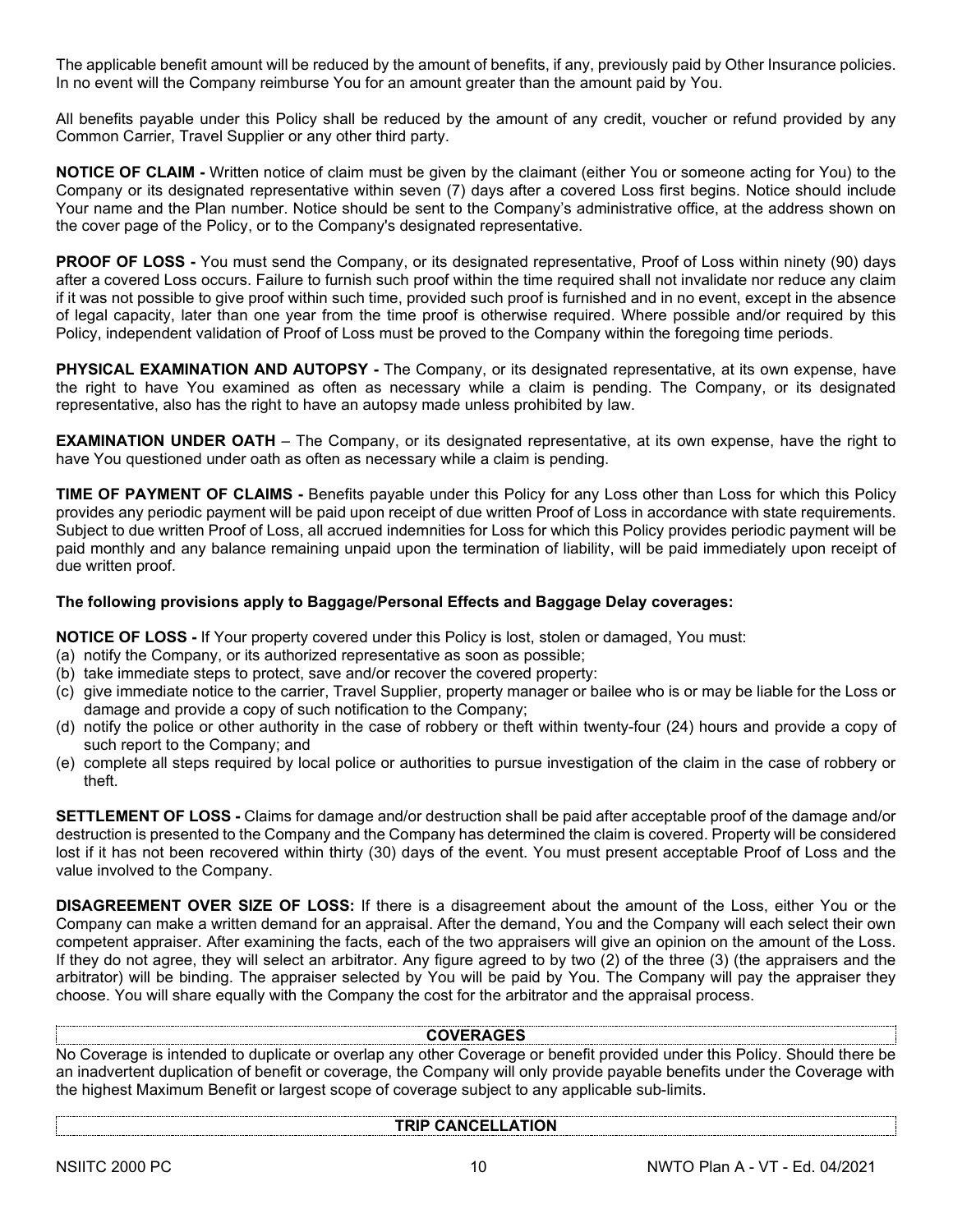The applicable benefit amount will be reduced by the amount of benefits, if any, previously paid by Other Insurance policies. In no event will the Company reimburse You for an amount greater than the amount paid by You.

All benefits payable under this Policy shall be reduced by the amount of any credit, voucher or refund provided by any Common Carrier, Travel Supplier or any other third party.

**NOTICE OF CLAIM -** Written notice of claim must be given by the claimant (either You or someone acting for You) to the Company or its designated representative within seven (7) days after a covered Loss first begins. Notice should include Your name and the Plan number. Notice should be sent to the Company's administrative office, at the address shown on the cover page of the Policy, or to the Company's designated representative.

**PROOF OF LOSS -** You must send the Company, or its designated representative, Proof of Loss within ninety (90) days after a covered Loss occurs. Failure to furnish such proof within the time required shall not invalidate nor reduce any claim if it was not possible to give proof within such time, provided such proof is furnished and in no event, except in the absence of legal capacity, later than one year from the time proof is otherwise required. Where possible and/or required by this Policy, independent validation of Proof of Loss must be proved to the Company within the foregoing time periods.

**PHYSICAL EXAMINATION AND AUTOPSY -** The Company, or its designated representative, at its own expense, have the right to have You examined as often as necessary while a claim is pending. The Company, or its designated representative, also has the right to have an autopsy made unless prohibited by law.

**EXAMINATION UNDER OATH** – The Company, or its designated representative, at its own expense, have the right to have You questioned under oath as often as necessary while a claim is pending.

**TIME OF PAYMENT OF CLAIMS -** Benefits payable under this Policy for any Loss other than Loss for which this Policy provides any periodic payment will be paid upon receipt of due written Proof of Loss in accordance with state requirements. Subject to due written Proof of Loss, all accrued indemnities for Loss for which this Policy provides periodic payment will be paid monthly and any balance remaining unpaid upon the termination of liability, will be paid immediately upon receipt of due written proof.

**The following provisions apply to Baggage/Personal Effects and Baggage Delay coverages:**

**NOTICE OF LOSS -** If Your property covered under this Policy is lost, stolen or damaged, You must:

(a) notify the Company, or its authorized representative as soon as possible;
(b) take immediate steps to protect, save and/or recover the covered property:
(c) give immediate notice to the carrier, Travel Supplier, property manager or bailee who is or may be liable for the Loss or damage and provide a copy of such notification to the Company;
(d) notify the police or other authority in the case of robbery or theft within twenty-four (24) hours and provide a copy of such report to the Company; and
(e) complete all steps required by local police or authorities to pursue investigation of the claim in the case of robbery or theft.

**SETTLEMENT OF LOSS -** Claims for damage and/or destruction shall be paid after acceptable proof of the damage and/or destruction is presented to the Company and the Company has determined the claim is covered. Property will be considered lost if it has not been recovered within thirty (30) days of the event. You must present acceptable Proof of Loss and the value involved to the Company.

**DISAGREEMENT OVER SIZE OF LOSS:** If there is a disagreement about the amount of the Loss, either You or the Company can make a written demand for an appraisal. After the demand, You and the Company will each select their own competent appraiser. After examining the facts, each of the two appraisers will give an opinion on the amount of the Loss. If they do not agree, they will select an arbitrator. Any figure agreed to by two (2) of the three (3) (the appraisers and the arbitrator) will be binding. The appraiser selected by You will be paid by You. The Company will pay the appraiser they choose. You will share equally with the Company the cost for the arbitrator and the appraisal process.

## COVERAGES

No Coverage is intended to duplicate or overlap any other Coverage or benefit provided under this Policy. Should there be an inadvertent duplication of benefit or coverage, the Company will only provide payable benefits under the Coverage with the highest Maximum Benefit or largest scope of coverage subject to any applicable sub-limits.

## TRIP CANCELLATION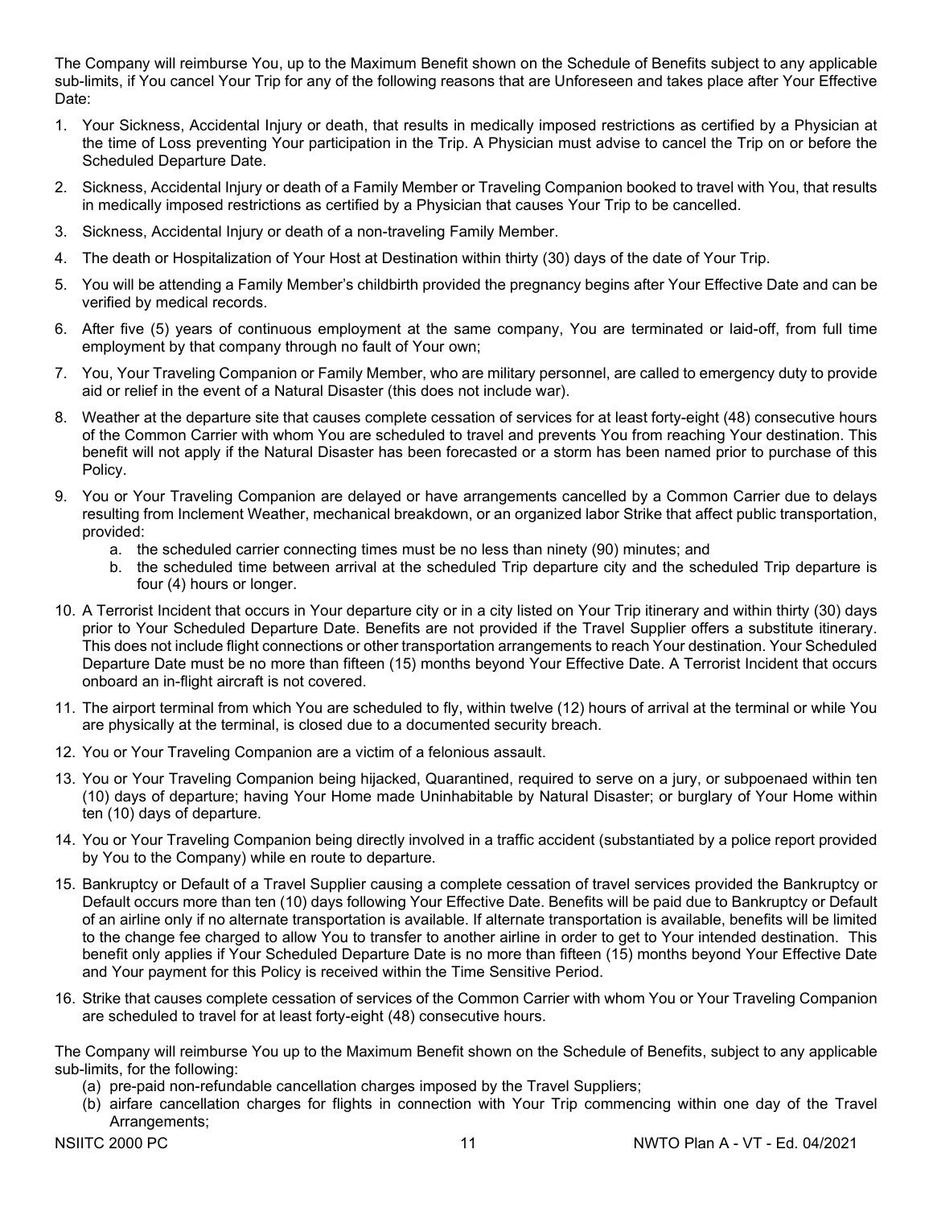The Company will reimburse You, up to the Maximum Benefit shown on the Schedule of Benefits subject to any applicable sub-limits, if You cancel Your Trip for any of the following reasons that are Unforeseen and takes place after Your Effective Date:

1. Your Sickness, Accidental Injury or death, that results in medically imposed restrictions as certified by a Physician at the time of Loss preventing Your participation in the Trip. A Physician must advise to cancel the Trip on or before the Scheduled Departure Date.
2. Sickness, Accidental Injury or death of a Family Member or Traveling Companion booked to travel with You, that results in medically imposed restrictions as certified by a Physician that causes Your Trip to be cancelled.
3. Sickness, Accidental Injury or death of a non-traveling Family Member.
4. The death or Hospitalization of Your Host at Destination within thirty (30) days of the date of Your Trip.
5. You will be attending a Family Member's childbirth provided the pregnancy begins after Your Effective Date and can be verified by medical records.
6. After five (5) years of continuous employment at the same company, You are terminated or laid-off, from full time employment by that company through no fault of Your own;
7. You, Your Traveling Companion or Family Member, who are military personnel, are called to emergency duty to provide aid or relief in the event of a Natural Disaster (this does not include war).
8. Weather at the departure site that causes complete cessation of services for at least forty-eight (48) consecutive hours of the Common Carrier with whom You are scheduled to travel and prevents You from reaching Your destination. This benefit will not apply if the Natural Disaster has been forecasted or a storm has been named prior to purchase of this Policy.
9. You or Your Traveling Companion are delayed or have arrangements cancelled by a Common Carrier due to delays resulting from Inclement Weather, mechanical breakdown, or an organized labor Strike that affect public transportation, provided:
   a. the scheduled carrier connecting times must be no less than ninety (90) minutes; and
   b. the scheduled time between arrival at the scheduled Trip departure city and the scheduled Trip departure is four (4) hours or longer.
10. A Terrorist Incident that occurs in Your departure city or in a city listed on Your Trip itinerary and within thirty (30) days prior to Your Scheduled Departure Date. Benefits are not provided if the Travel Supplier offers a substitute itinerary. This does not include flight connections or other transportation arrangements to reach Your destination. Your Scheduled Departure Date must be no more than fifteen (15) months beyond Your Effective Date. A Terrorist Incident that occurs onboard an in-flight aircraft is not covered.
11. The airport terminal from which You are scheduled to fly, within twelve (12) hours of arrival at the terminal or while You are physically at the terminal, is closed due to a documented security breach.
12. You or Your Traveling Companion are a victim of a felonious assault.
13. You or Your Traveling Companion being hijacked, Quarantined, required to serve on a jury, or subpoenaed within ten (10) days of departure; having Your Home made Uninhabitable by Natural Disaster; or burglary of Your Home within ten (10) days of departure.
14. You or Your Traveling Companion being directly involved in a traffic accident (substantiated by a police report provided by You to the Company) while en route to departure.
15. Bankruptcy or Default of a Travel Supplier causing a complete cessation of travel services provided the Bankruptcy or Default occurs more than ten (10) days following Your Effective Date. Benefits will be paid due to Bankruptcy or Default of an airline only if no alternate transportation is available. If alternate transportation is available, benefits will be limited to the change fee charged to allow You to transfer to another airline in order to get to Your intended destination. This benefit only applies if Your Scheduled Departure Date is no more than fifteen (15) months beyond Your Effective Date and Your payment for this Policy is received within the Time Sensitive Period.
16. Strike that causes complete cessation of services of the Common Carrier with whom You or Your Traveling Companion are scheduled to travel for at least forty-eight (48) consecutive hours.

The Company will reimburse You up to the Maximum Benefit shown on the Schedule of Benefits, subject to any applicable sub-limits, for the following:

(a) pre-paid non-refundable cancellation charges imposed by the Travel Suppliers;
(b) airfare cancellation charges for flights in connection with Your Trip commencing within one day of the Travel Arrangements;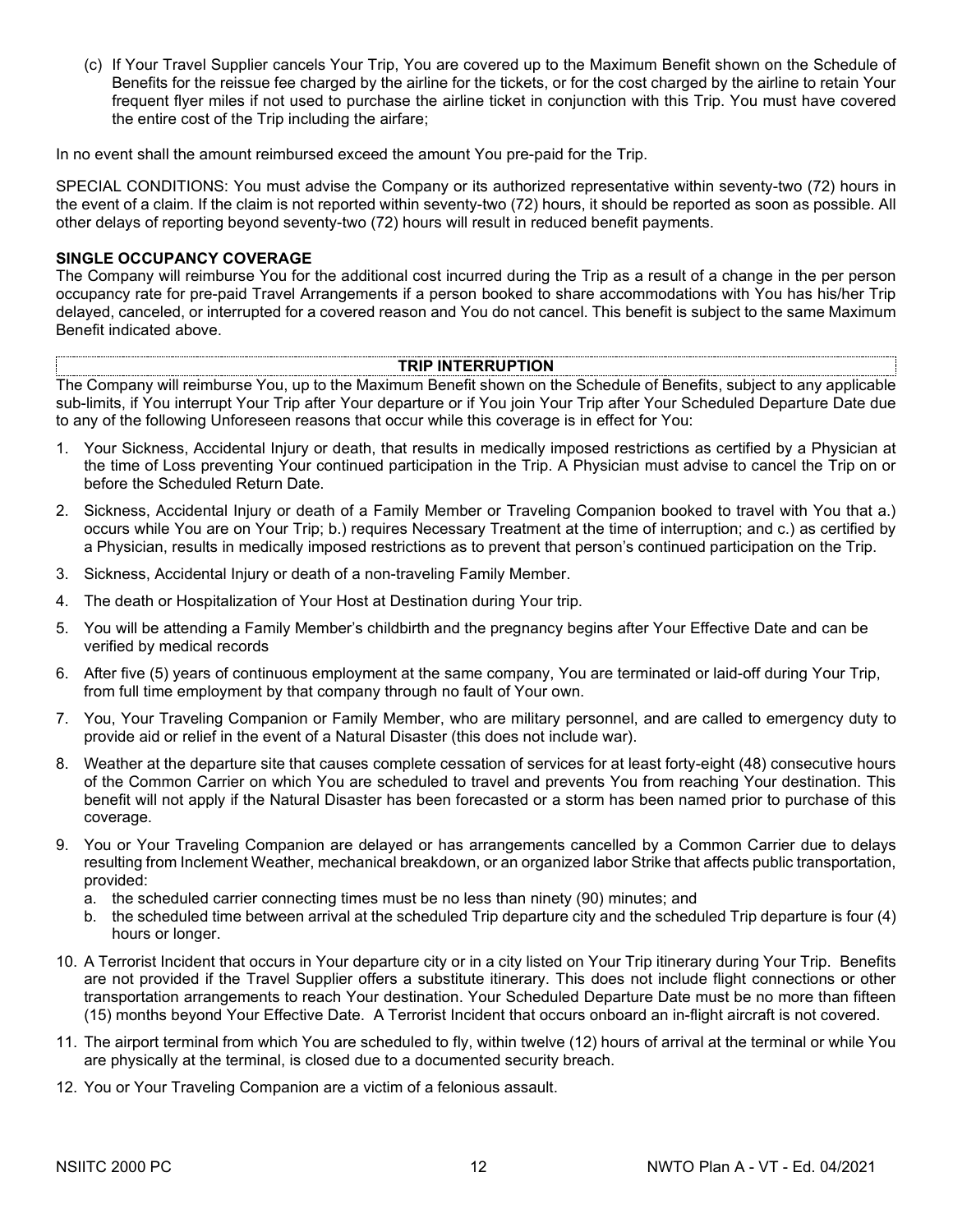(c) If Your Travel Supplier cancels Your Trip, You are covered up to the Maximum Benefit shown on the Schedule of Benefits for the reissue fee charged by the airline for the tickets, or for the cost charged by the airline to retain Your frequent flyer miles if not used to purchase the airline ticket in conjunction with this Trip. You must have covered the entire cost of the Trip including the airfare;

In no event shall the amount reimbursed exceed the amount You pre-paid for the Trip.

SPECIAL CONDITIONS: You must advise the Company or its authorized representative within seventy-two (72) hours in the event of a claim. If the claim is not reported within seventy-two (72) hours, it should be reported as soon as possible. All other delays of reporting beyond seventy-two (72) hours will result in reduced benefit payments.

**SINGLE OCCUPANCY COVERAGE**

The Company will reimburse You for the additional cost incurred during the Trip as a result of a change in the per person occupancy rate for pre-paid Travel Arrangements if a person booked to share accommodations with You has his/her Trip delayed, canceled, or interrupted for a covered reason and You do not cancel. This benefit is subject to the same Maximum Benefit indicated above.

## TRIP INTERRUPTION

The Company will reimburse You, up to the Maximum Benefit shown on the Schedule of Benefits, subject to any applicable sub-limits, if You interrupt Your Trip after Your departure or if You join Your Trip after Your Scheduled Departure Date due to any of the following Unforeseen reasons that occur while this coverage is in effect for You:

1. Your Sickness, Accidental Injury or death, that results in medically imposed restrictions as certified by a Physician at the time of Loss preventing Your continued participation in the Trip. A Physician must advise to cancel the Trip on or before the Scheduled Return Date.
2. Sickness, Accidental Injury or death of a Family Member or Traveling Companion booked to travel with You that a.) occurs while You are on Your Trip; b.) requires Necessary Treatment at the time of interruption; and c.) as certified by a Physician, results in medically imposed restrictions as to prevent that person's continued participation on the Trip.
3. Sickness, Accidental Injury or death of a non-traveling Family Member.
4. The death or Hospitalization of Your Host at Destination during Your trip.
5. You will be attending a Family Member's childbirth and the pregnancy begins after Your Effective Date and can be verified by medical records
6. After five (5) years of continuous employment at the same company, You are terminated or laid-off during Your Trip, from full time employment by that company through no fault of Your own.
7. You, Your Traveling Companion or Family Member, who are military personnel, and are called to emergency duty to provide aid or relief in the event of a Natural Disaster (this does not include war).
8. Weather at the departure site that causes complete cessation of services for at least forty-eight (48) consecutive hours of the Common Carrier on which You are scheduled to travel and prevents You from reaching Your destination. This benefit will not apply if the Natural Disaster has been forecasted or a storm has been named prior to purchase of this coverage.
9. You or Your Traveling Companion are delayed or has arrangements cancelled by a Common Carrier due to delays resulting from Inclement Weather, mechanical breakdown, or an organized labor Strike that affects public transportation, provided:
   a. the scheduled carrier connecting times must be no less than ninety (90) minutes; and
   b. the scheduled time between arrival at the scheduled Trip departure city and the scheduled Trip departure is four (4) hours or longer.
10. A Terrorist Incident that occurs in Your departure city or in a city listed on Your Trip itinerary during Your Trip. Benefits are not provided if the Travel Supplier offers a substitute itinerary. This does not include flight connections or other transportation arrangements to reach Your destination. Your Scheduled Departure Date must be no more than fifteen (15) months beyond Your Effective Date. A Terrorist Incident that occurs onboard an in-flight aircraft is not covered.
11. The airport terminal from which You are scheduled to fly, within twelve (12) hours of arrival at the terminal or while You are physically at the terminal, is closed due to a documented security breach.
12. You or Your Traveling Companion are a victim of a felonious assault.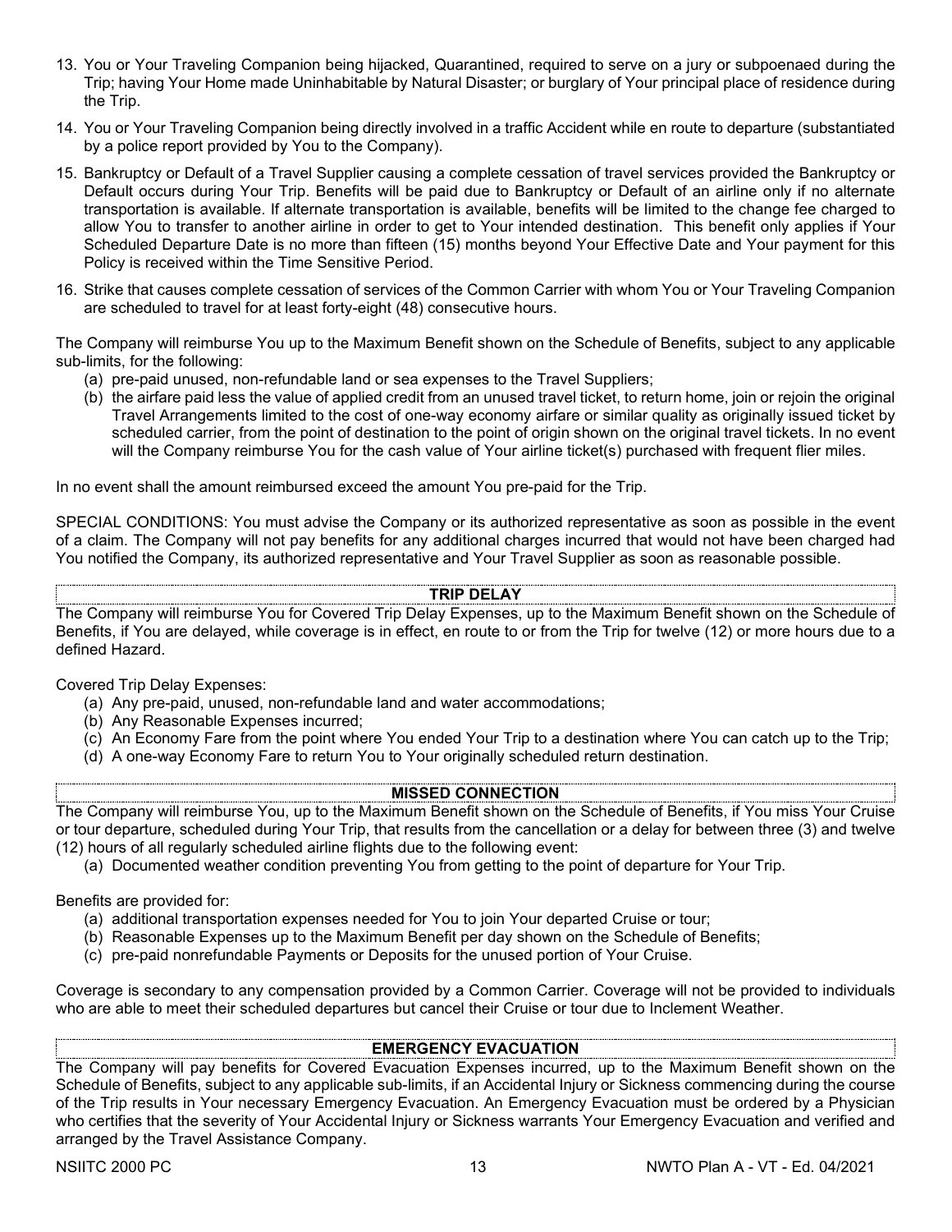13. You or Your Traveling Companion being hijacked, Quarantined, required to serve on a jury or subpoenaed during the Trip; having Your Home made Uninhabitable by Natural Disaster; or burglary of Your principal place of residence during the Trip.
14. You or Your Traveling Companion being directly involved in a traffic Accident while en route to departure (substantiated by a police report provided by You to the Company).
15. Bankruptcy or Default of a Travel Supplier causing a complete cessation of travel services provided the Bankruptcy or Default occurs during Your Trip. Benefits will be paid due to Bankruptcy or Default of an airline only if no alternate transportation is available. If alternate transportation is available, benefits will be limited to the change fee charged to allow You to transfer to another airline in order to get to Your intended destination. This benefit only applies if Your Scheduled Departure Date is no more than fifteen (15) months beyond Your Effective Date and Your payment for this Policy is received within the Time Sensitive Period.
16. Strike that causes complete cessation of services of the Common Carrier with whom You or Your Traveling Companion are scheduled to travel for at least forty-eight (48) consecutive hours.

The Company will reimburse You up to the Maximum Benefit shown on the Schedule of Benefits, subject to any applicable sub-limits, for the following:

(a) pre-paid unused, non-refundable land or sea expenses to the Travel Suppliers;
(b) the airfare paid less the value of applied credit from an unused travel ticket, to return home, join or rejoin the original Travel Arrangements limited to the cost of one-way economy airfare or similar quality as originally issued ticket by scheduled carrier, from the point of destination to the point of origin shown on the original travel tickets. In no event will the Company reimburse You for the cash value of Your airline ticket(s) purchased with frequent flier miles.

In no event shall the amount reimbursed exceed the amount You pre-paid for the Trip.

SPECIAL CONDITIONS: You must advise the Company or its authorized representative as soon as possible in the event of a claim. The Company will not pay benefits for any additional charges incurred that would not have been charged had You notified the Company, its authorized representative and Your Travel Supplier as soon as reasonable possible.

## TRIP DELAY

The Company will reimburse You for Covered Trip Delay Expenses, up to the Maximum Benefit shown on the Schedule of Benefits, if You are delayed, while coverage is in effect, en route to or from the Trip for twelve (12) or more hours due to a defined Hazard.

Covered Trip Delay Expenses:

(a) Any pre-paid, unused, non-refundable land and water accommodations;
(b) Any Reasonable Expenses incurred;
(c) An Economy Fare from the point where You ended Your Trip to a destination where You can catch up to the Trip;
(d) A one-way Economy Fare to return You to Your originally scheduled return destination.

## MISSED CONNECTION

The Company will reimburse You, up to the Maximum Benefit shown on the Schedule of Benefits, if You miss Your Cruise or tour departure, scheduled during Your Trip, that results from the cancellation or a delay for between three (3) and twelve (12) hours of all regularly scheduled airline flights due to the following event:

(a) Documented weather condition preventing You from getting to the point of departure for Your Trip.

Benefits are provided for:

(a) additional transportation expenses needed for You to join Your departed Cruise or tour;
(b) Reasonable Expenses up to the Maximum Benefit per day shown on the Schedule of Benefits;
(c) pre-paid nonrefundable Payments or Deposits for the unused portion of Your Cruise.

Coverage is secondary to any compensation provided by a Common Carrier. Coverage will not be provided to individuals who are able to meet their scheduled departures but cancel their Cruise or tour due to Inclement Weather.

## EMERGENCY EVACUATION

The Company will pay benefits for Covered Evacuation Expenses incurred, up to the Maximum Benefit shown on the Schedule of Benefits, subject to any applicable sub-limits, if an Accidental Injury or Sickness commencing during the course of the Trip results in Your necessary Emergency Evacuation. An Emergency Evacuation must be ordered by a Physician who certifies that the severity of Your Accidental Injury or Sickness warrants Your Emergency Evacuation and verified and arranged by the Travel Assistance Company.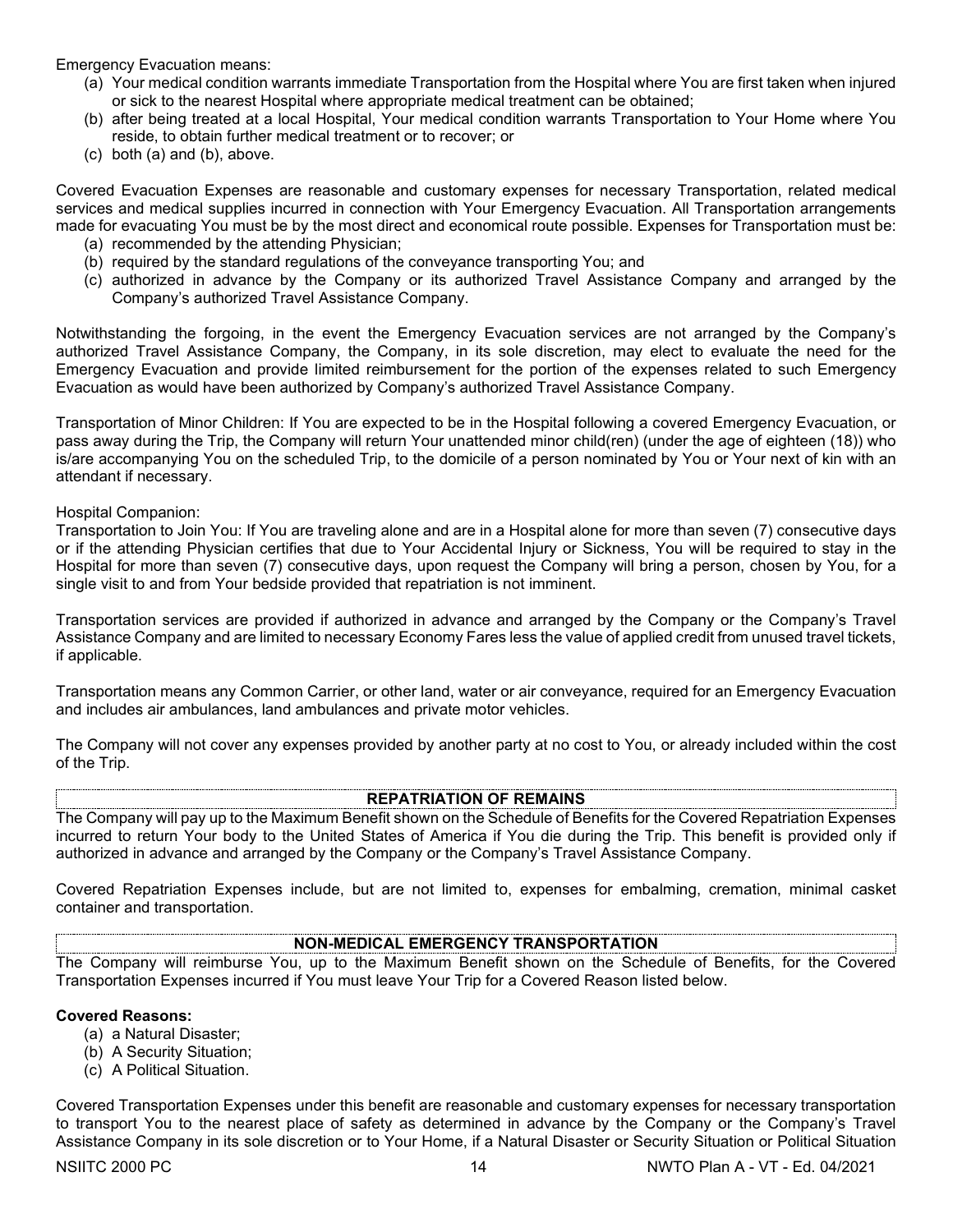Emergency Evacuation means:

(a) Your medical condition warrants immediate Transportation from the Hospital where You are first taken when injured or sick to the nearest Hospital where appropriate medical treatment can be obtained;
(b) after being treated at a local Hospital, Your medical condition warrants Transportation to Your Home where You reside, to obtain further medical treatment or to recover; or
(c) both (a) and (b), above.

Covered Evacuation Expenses are reasonable and customary expenses for necessary Transportation, related medical services and medical supplies incurred in connection with Your Emergency Evacuation. All Transportation arrangements made for evacuating You must be by the most direct and economical route possible. Expenses for Transportation must be:

(a) recommended by the attending Physician;
(b) required by the standard regulations of the conveyance transporting You; and
(c) authorized in advance by the Company or its authorized Travel Assistance Company and arranged by the Company's authorized Travel Assistance Company.

Notwithstanding the forgoing, in the event the Emergency Evacuation services are not arranged by the Company's authorized Travel Assistance Company, the Company, in its sole discretion, may elect to evaluate the need for the Emergency Evacuation and provide limited reimbursement for the portion of the expenses related to such Emergency Evacuation as would have been authorized by Company's authorized Travel Assistance Company.

Transportation of Minor Children: If You are expected to be in the Hospital following a covered Emergency Evacuation, or pass away during the Trip, the Company will return Your unattended minor child(ren) (under the age of eighteen (18)) who is/are accompanying You on the scheduled Trip, to the domicile of a person nominated by You or Your next of kin with an attendant if necessary.

Hospital Companion:
Transportation to Join You: If You are traveling alone and are in a Hospital alone for more than seven (7) consecutive days or if the attending Physician certifies that due to Your Accidental Injury or Sickness, You will be required to stay in the Hospital for more than seven (7) consecutive days, upon request the Company will bring a person, chosen by You, for a single visit to and from Your bedside provided that repatriation is not imminent.

Transportation services are provided if authorized in advance and arranged by the Company or the Company's Travel Assistance Company and are limited to necessary Economy Fares less the value of applied credit from unused travel tickets, if applicable.

Transportation means any Common Carrier, or other land, water or air conveyance, required for an Emergency Evacuation and includes air ambulances, land ambulances and private motor vehicles.

The Company will not cover any expenses provided by another party at no cost to You, or already included within the cost of the Trip.

## REPATRIATION OF REMAINS

The Company will pay up to the Maximum Benefit shown on the Schedule of Benefits for the Covered Repatriation Expenses incurred to return Your body to the United States of America if You die during the Trip. This benefit is provided only if authorized in advance and arranged by the Company or the Company's Travel Assistance Company.

Covered Repatriation Expenses include, but are not limited to, expenses for embalming, cremation, minimal casket container and transportation.

## NON-MEDICAL EMERGENCY TRANSPORTATION

The Company will reimburse You, up to the Maximum Benefit shown on the Schedule of Benefits, for the Covered Transportation Expenses incurred if You must leave Your Trip for a Covered Reason listed below.

**Covered Reasons:**

(a) a Natural Disaster;
(b) A Security Situation;
(c) A Political Situation.

Covered Transportation Expenses under this benefit are reasonable and customary expenses for necessary transportation to transport You to the nearest place of safety as determined in advance by the Company or the Company's Travel Assistance Company in its sole discretion or to Your Home, if a Natural Disaster or Security Situation or Political Situation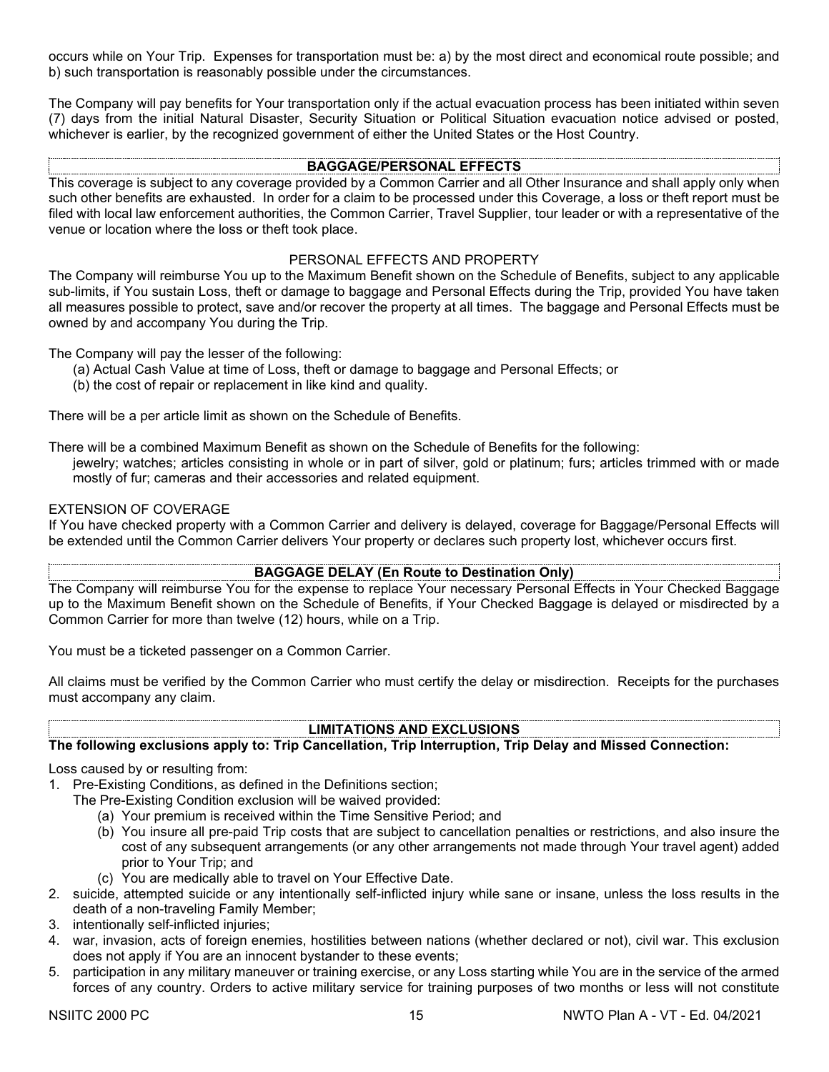occurs while on Your Trip. Expenses for transportation must be: a) by the most direct and economical route possible; and b) such transportation is reasonably possible under the circumstances.

The Company will pay benefits for Your transportation only if the actual evacuation process has been initiated within seven (7) days from the initial Natural Disaster, Security Situation or Political Situation evacuation notice advised or posted, whichever is earlier, by the recognized government of either the United States or the Host Country.

## BAGGAGE/PERSONAL EFFECTS

This coverage is subject to any coverage provided by a Common Carrier and all Other Insurance and shall apply only when such other benefits are exhausted. In order for a claim to be processed under this Coverage, a loss or theft report must be filed with local law enforcement authorities, the Common Carrier, Travel Supplier, tour leader or with a representative of the venue or location where the loss or theft took place.

### PERSONAL EFFECTS AND PROPERTY

The Company will reimburse You up to the Maximum Benefit shown on the Schedule of Benefits, subject to any applicable sub-limits, if You sustain Loss, theft or damage to baggage and Personal Effects during the Trip, provided You have taken all measures possible to protect, save and/or recover the property at all times. The baggage and Personal Effects must be owned by and accompany You during the Trip.

The Company will pay the lesser of the following:

(a) Actual Cash Value at time of Loss, theft or damage to baggage and Personal Effects; or
(b) the cost of repair or replacement in like kind and quality.

There will be a per article limit as shown on the Schedule of Benefits.

There will be a combined Maximum Benefit as shown on the Schedule of Benefits for the following:

jewelry; watches; articles consisting in whole or in part of silver, gold or platinum; furs; articles trimmed with or made mostly of fur; cameras and their accessories and related equipment.

### EXTENSION OF COVERAGE

If You have checked property with a Common Carrier and delivery is delayed, coverage for Baggage/Personal Effects will be extended until the Common Carrier delivers Your property or declares such property lost, whichever occurs first.

## BAGGAGE DELAY (En Route to Destination Only)

The Company will reimburse You for the expense to replace Your necessary Personal Effects in Your Checked Baggage up to the Maximum Benefit shown on the Schedule of Benefits, if Your Checked Baggage is delayed or misdirected by a Common Carrier for more than twelve (12) hours, while on a Trip.

You must be a ticketed passenger on a Common Carrier.

All claims must be verified by the Common Carrier who must certify the delay or misdirection. Receipts for the purchases must accompany any claim.

## LIMITATIONS AND EXCLUSIONS

**The following exclusions apply to: Trip Cancellation, Trip Interruption, Trip Delay and Missed Connection:**

Loss caused by or resulting from:

1. Pre-Existing Conditions, as defined in the Definitions section;
   The Pre-Existing Condition exclusion will be waived provided:
   (a) Your premium is received within the Time Sensitive Period; and
   (b) You insure all pre-paid Trip costs that are subject to cancellation penalties or restrictions, and also insure the cost of any subsequent arrangements (or any other arrangements not made through Your travel agent) added prior to Your Trip; and
   (c) You are medically able to travel on Your Effective Date.
2. suicide, attempted suicide or any intentionally self-inflicted injury while sane or insane, unless the loss results in the death of a non-traveling Family Member;
3. intentionally self-inflicted injuries;
4. war, invasion, acts of foreign enemies, hostilities between nations (whether declared or not), civil war. This exclusion does not apply if You are an innocent bystander to these events;
5. participation in any military maneuver or training exercise, or any Loss starting while You are in the service of the armed forces of any country. Orders to active military service for training purposes of two months or less will not constitute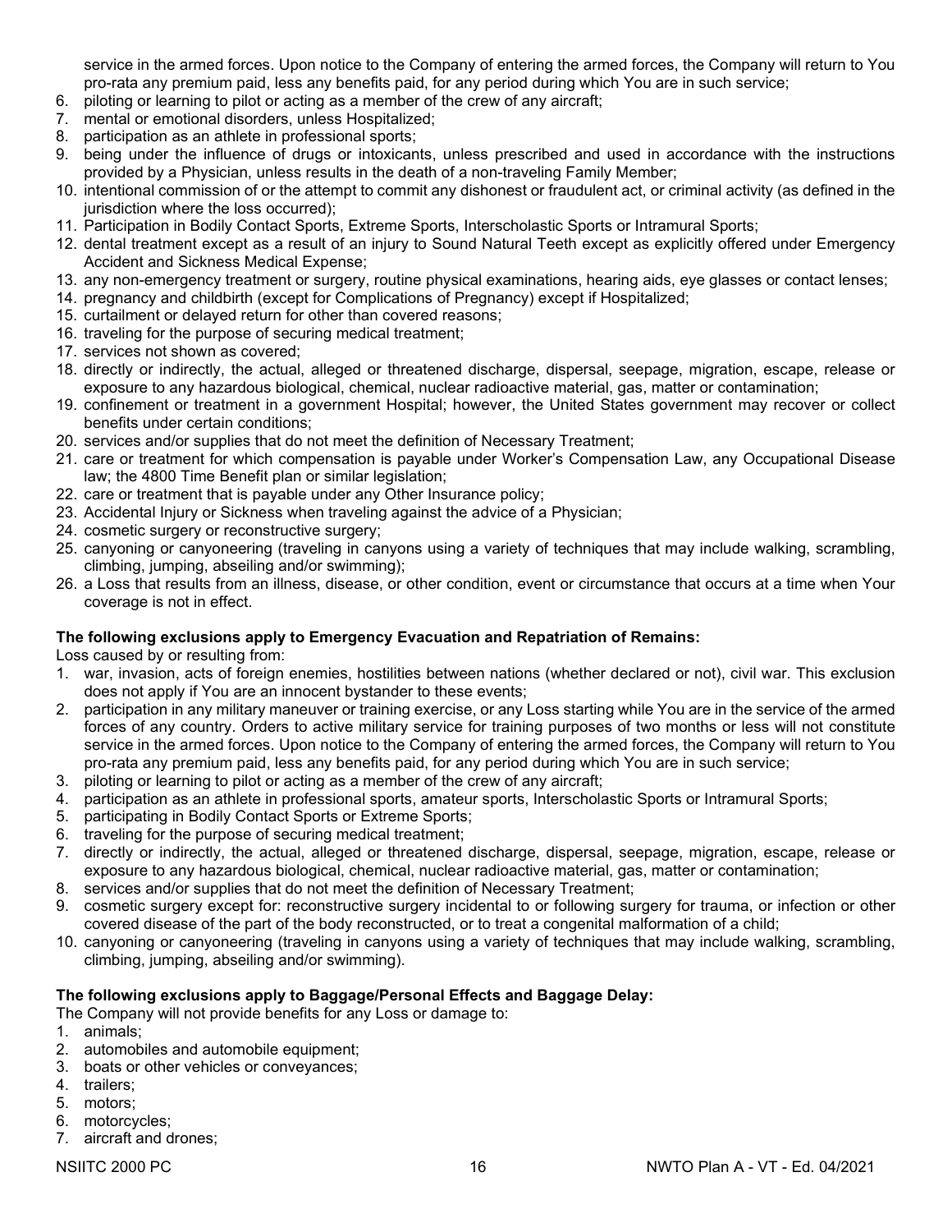service in the armed forces. Upon notice to the Company of entering the armed forces, the Company will return to You pro-rata any premium paid, less any benefits paid, for any period during which You are in such service;

6. piloting or learning to pilot or acting as a member of the crew of any aircraft;
7. mental or emotional disorders, unless Hospitalized;
8. participation as an athlete in professional sports;
9. being under the influence of drugs or intoxicants, unless prescribed and used in accordance with the instructions provided by a Physician, unless results in the death of a non-traveling Family Member;
10. intentional commission of or the attempt to commit any dishonest or fraudulent act, or criminal activity (as defined in the jurisdiction where the loss occurred);
11. Participation in Bodily Contact Sports, Extreme Sports, Interscholastic Sports or Intramural Sports;
12. dental treatment except as a result of an injury to Sound Natural Teeth except as explicitly offered under Emergency Accident and Sickness Medical Expense;
13. any non-emergency treatment or surgery, routine physical examinations, hearing aids, eye glasses or contact lenses;
14. pregnancy and childbirth (except for Complications of Pregnancy) except if Hospitalized;
15. curtailment or delayed return for other than covered reasons;
16. traveling for the purpose of securing medical treatment;
17. services not shown as covered;
18. directly or indirectly, the actual, alleged or threatened discharge, dispersal, seepage, migration, escape, release or exposure to any hazardous biological, chemical, nuclear radioactive material, gas, matter or contamination;
19. confinement or treatment in a government Hospital; however, the United States government may recover or collect benefits under certain conditions;
20. services and/or supplies that do not meet the definition of Necessary Treatment;
21. care or treatment for which compensation is payable under Worker's Compensation Law, any Occupational Disease law; the 4800 Time Benefit plan or similar legislation;
22. care or treatment that is payable under any Other Insurance policy;
23. Accidental Injury or Sickness when traveling against the advice of a Physician;
24. cosmetic surgery or reconstructive surgery;
25. canyoning or canyoneering (traveling in canyons using a variety of techniques that may include walking, scrambling, climbing, jumping, abseiling and/or swimming);
26. a Loss that results from an illness, disease, or other condition, event or circumstance that occurs at a time when Your coverage is not in effect.

**The following exclusions apply to Emergency Evacuation and Repatriation of Remains:**

Loss caused by or resulting from:

1. war, invasion, acts of foreign enemies, hostilities between nations (whether declared or not), civil war. This exclusion does not apply if You are an innocent bystander to these events;
2. participation in any military maneuver or training exercise, or any Loss starting while You are in the service of the armed forces of any country. Orders to active military service for training purposes of two months or less will not constitute service in the armed forces. Upon notice to the Company of entering the armed forces, the Company will return to You pro-rata any premium paid, less any benefits paid, for any period during which You are in such service;
3. piloting or learning to pilot or acting as a member of the crew of any aircraft;
4. participation as an athlete in professional sports, amateur sports, Interscholastic Sports or Intramural Sports;
5. participating in Bodily Contact Sports or Extreme Sports;
6. traveling for the purpose of securing medical treatment;
7. directly or indirectly, the actual, alleged or threatened discharge, dispersal, seepage, migration, escape, release or exposure to any hazardous biological, chemical, nuclear radioactive material, gas, matter or contamination;
8. services and/or supplies that do not meet the definition of Necessary Treatment;
9. cosmetic surgery except for: reconstructive surgery incidental to or following surgery for trauma, or infection or other covered disease of the part of the body reconstructed, or to treat a congenital malformation of a child;
10. canyoning or canyoneering (traveling in canyons using a variety of techniques that may include walking, scrambling, climbing, jumping, abseiling and/or swimming).

**The following exclusions apply to Baggage/Personal Effects and Baggage Delay:**

The Company will not provide benefits for any Loss or damage to:

1. animals;
2. automobiles and automobile equipment;
3. boats or other vehicles or conveyances;
4. trailers;
5. motors;
6. motorcycles;
7. aircraft and drones;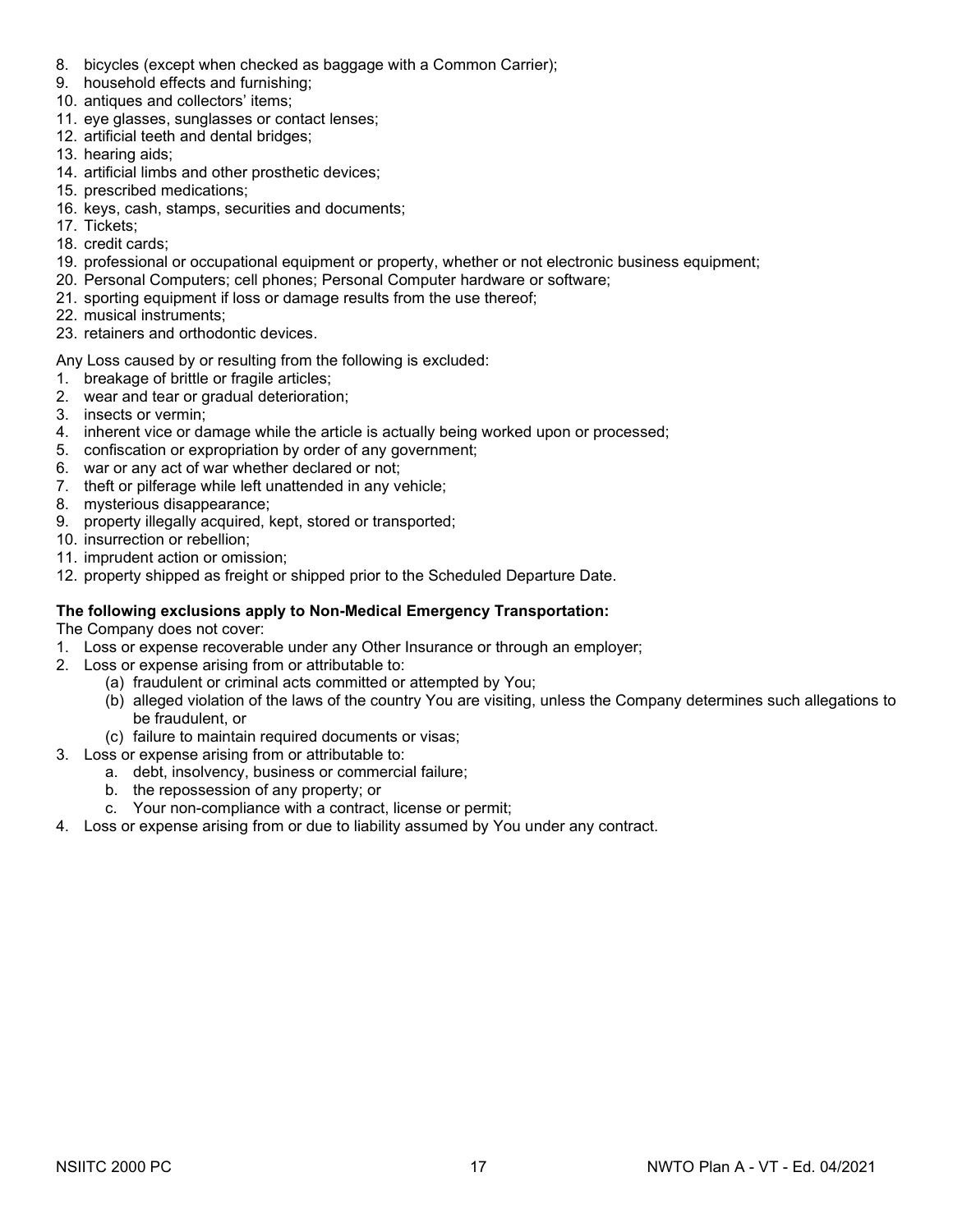8. bicycles (except when checked as baggage with a Common Carrier);
9. household effects and furnishing;
10. antiques and collectors' items;
11. eye glasses, sunglasses or contact lenses;
12. artificial teeth and dental bridges;
13. hearing aids;
14. artificial limbs and other prosthetic devices;
15. prescribed medications;
16. keys, cash, stamps, securities and documents;
17. Tickets;
18. credit cards;
19. professional or occupational equipment or property, whether or not electronic business equipment;
20. Personal Computers; cell phones; Personal Computer hardware or software;
21. sporting equipment if loss or damage results from the use thereof;
22. musical instruments;
23. retainers and orthodontic devices.

Any Loss caused by or resulting from the following is excluded:

1. breakage of brittle or fragile articles;
2. wear and tear or gradual deterioration;
3. insects or vermin;
4. inherent vice or damage while the article is actually being worked upon or processed;
5. confiscation or expropriation by order of any government;
6. war or any act of war whether declared or not;
7. theft or pilferage while left unattended in any vehicle;
8. mysterious disappearance;
9. property illegally acquired, kept, stored or transported;
10. insurrection or rebellion;
11. imprudent action or omission;
12. property shipped as freight or shipped prior to the Scheduled Departure Date.

**The following exclusions apply to Non-Medical Emergency Transportation:**

The Company does not cover:

1. Loss or expense recoverable under any Other Insurance or through an employer;
2. Loss or expense arising from or attributable to:
   (a) fraudulent or criminal acts committed or attempted by You;
   (b) alleged violation of the laws of the country You are visiting, unless the Company determines such allegations to be fraudulent, or
   (c) failure to maintain required documents or visas;
3. Loss or expense arising from or attributable to:
   a. debt, insolvency, business or commercial failure;
   b. the repossession of any property; or
   c. Your non-compliance with a contract, license or permit;
4. Loss or expense arising from or due to liability assumed by You under any contract.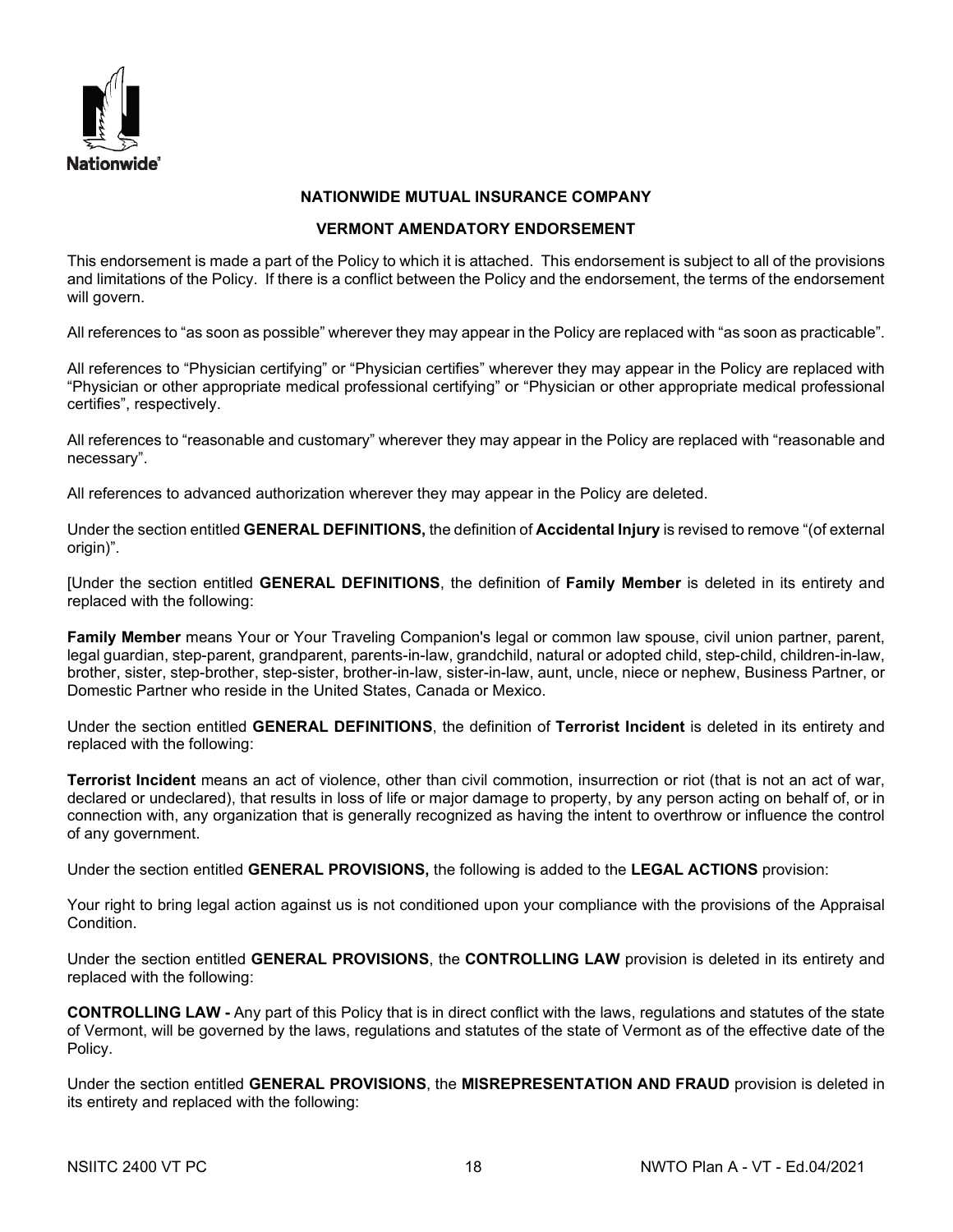**NATIONWIDE MUTUAL INSURANCE COMPANY**

**VERMONT AMENDATORY ENDORSEMENT**

This endorsement is made a part of the Policy to which it is attached. This endorsement is subject to all of the provisions and limitations of the Policy. If there is a conflict between the Policy and the endorsement, the terms of the endorsement will govern.

All references to "as soon as possible" wherever they may appear in the Policy are replaced with "as soon as practicable".

All references to "Physician certifying" or "Physician certifies" wherever they may appear in the Policy are replaced with "Physician or other appropriate medical professional certifying" or "Physician or other appropriate medical professional certifies", respectively.

All references to "reasonable and customary" wherever they may appear in the Policy are replaced with "reasonable and necessary".

All references to advanced authorization wherever they may appear in the Policy are deleted.

Under the section entitled **GENERAL DEFINITIONS,** the definition of **Accidental Injury** is revised to remove "(of external origin)".

[Under the section entitled **GENERAL DEFINITIONS**, the definition of **Family Member** is deleted in its entirety and replaced with the following:

**Family Member** means Your or Your Traveling Companion's legal or common law spouse, civil union partner, parent, legal guardian, step-parent, grandparent, parents-in-law, grandchild, natural or adopted child, step-child, children-in-law, brother, sister, step-brother, step-sister, brother-in-law, sister-in-law, aunt, uncle, niece or nephew, Business Partner, or Domestic Partner who reside in the United States, Canada or Mexico.

Under the section entitled **GENERAL DEFINITIONS**, the definition of **Terrorist Incident** is deleted in its entirety and replaced with the following:

**Terrorist Incident** means an act of violence, other than civil commotion, insurrection or riot (that is not an act of war, declared or undeclared), that results in loss of life or major damage to property, by any person acting on behalf of, or in connection with, any organization that is generally recognized as having the intent to overthrow or influence the control of any government.

Under the section entitled **GENERAL PROVISIONS,** the following is added to the **LEGAL ACTIONS** provision:

Your right to bring legal action against us is not conditioned upon your compliance with the provisions of the Appraisal Condition.

Under the section entitled **GENERAL PROVISIONS**, the **CONTROLLING LAW** provision is deleted in its entirety and replaced with the following:

**CONTROLLING LAW -** Any part of this Policy that is in direct conflict with the laws, regulations and statutes of the state of Vermont, will be governed by the laws, regulations and statutes of the state of Vermont as of the effective date of the Policy.

Under the section entitled **GENERAL PROVISIONS**, the **MISREPRESENTATION AND FRAUD** provision is deleted in its entirety and replaced with the following: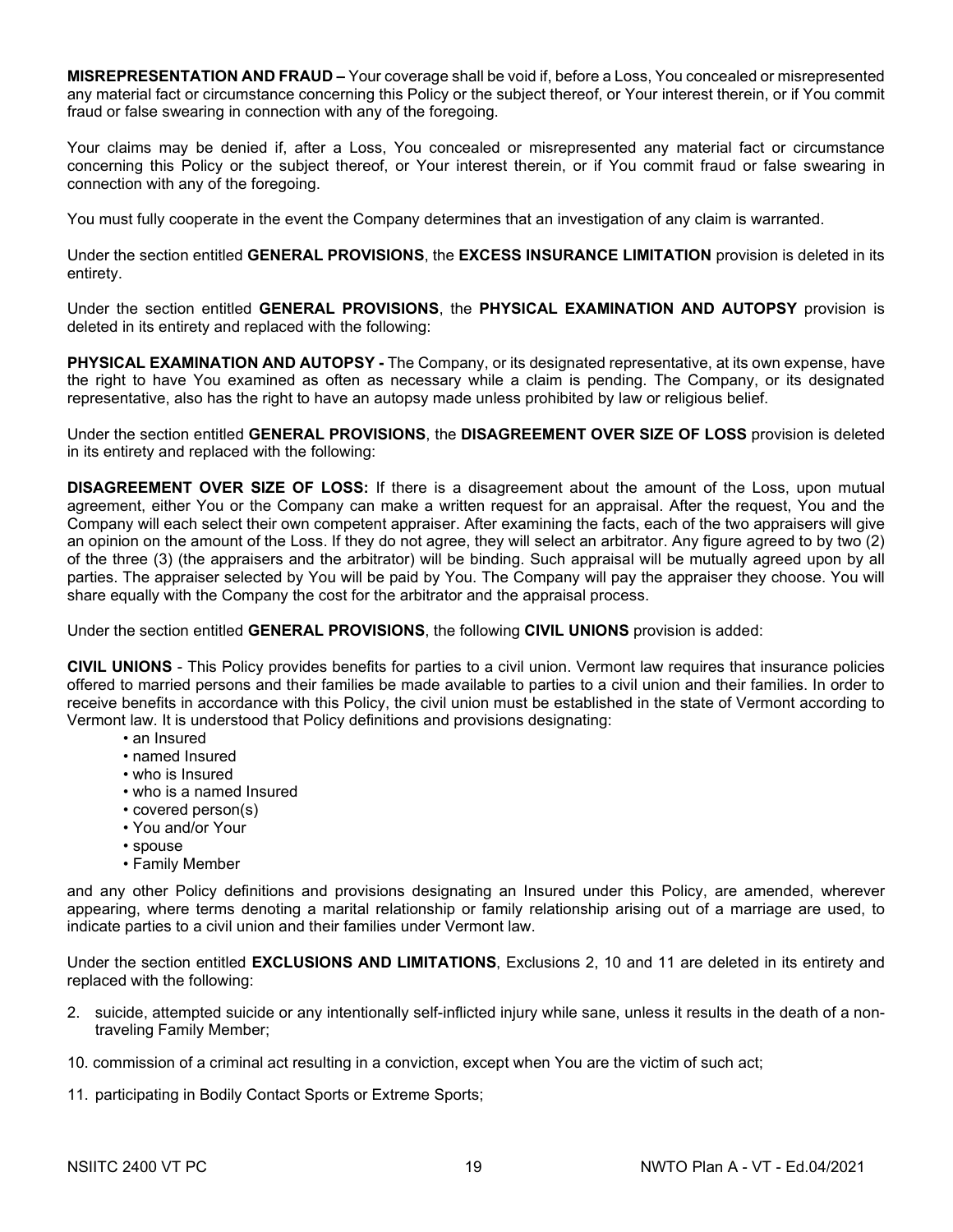**MISREPRESENTATION AND FRAUD –** Your coverage shall be void if, before a Loss, You concealed or misrepresented any material fact or circumstance concerning this Policy or the subject thereof, or Your interest therein, or if You commit fraud or false swearing in connection with any of the foregoing.

Your claims may be denied if, after a Loss, You concealed or misrepresented any material fact or circumstance concerning this Policy or the subject thereof, or Your interest therein, or if You commit fraud or false swearing in connection with any of the foregoing.

You must fully cooperate in the event the Company determines that an investigation of any claim is warranted.

Under the section entitled **GENERAL PROVISIONS**, the **EXCESS INSURANCE LIMITATION** provision is deleted in its entirety.

Under the section entitled **GENERAL PROVISIONS**, the **PHYSICAL EXAMINATION AND AUTOPSY** provision is deleted in its entirety and replaced with the following:

**PHYSICAL EXAMINATION AND AUTOPSY -** The Company, or its designated representative, at its own expense, have the right to have You examined as often as necessary while a claim is pending. The Company, or its designated representative, also has the right to have an autopsy made unless prohibited by law or religious belief.

Under the section entitled **GENERAL PROVISIONS**, the **DISAGREEMENT OVER SIZE OF LOSS** provision is deleted in its entirety and replaced with the following:

**DISAGREEMENT OVER SIZE OF LOSS:** If there is a disagreement about the amount of the Loss, upon mutual agreement, either You or the Company can make a written request for an appraisal. After the request, You and the Company will each select their own competent appraiser. After examining the facts, each of the two appraisers will give an opinion on the amount of the Loss. If they do not agree, they will select an arbitrator. Any figure agreed to by two (2) of the three (3) (the appraisers and the arbitrator) will be binding. Such appraisal will be mutually agreed upon by all parties. The appraiser selected by You will be paid by You. The Company will pay the appraiser they choose. You will share equally with the Company the cost for the arbitrator and the appraisal process.

Under the section entitled **GENERAL PROVISIONS**, the following **CIVIL UNIONS** provision is added:

**CIVIL UNIONS** - This Policy provides benefits for parties to a civil union. Vermont law requires that insurance policies offered to married persons and their families be made available to parties to a civil union and their families. In order to receive benefits in accordance with this Policy, the civil union must be established in the state of Vermont according to Vermont law. It is understood that Policy definitions and provisions designating:

- an Insured
- named Insured
- who is Insured
- who is a named Insured
- covered person(s)
- You and/or Your
- spouse
- Family Member

and any other Policy definitions and provisions designating an Insured under this Policy, are amended, wherever appearing, where terms denoting a marital relationship or family relationship arising out of a marriage are used, to indicate parties to a civil union and their families under Vermont law.

Under the section entitled **EXCLUSIONS AND LIMITATIONS**, Exclusions 2, 10 and 11 are deleted in its entirety and replaced with the following:

2. suicide, attempted suicide or any intentionally self-inflicted injury while sane, unless it results in the death of a non-traveling Family Member;

10. commission of a criminal act resulting in a conviction, except when You are the victim of such act;

11. participating in Bodily Contact Sports or Extreme Sports;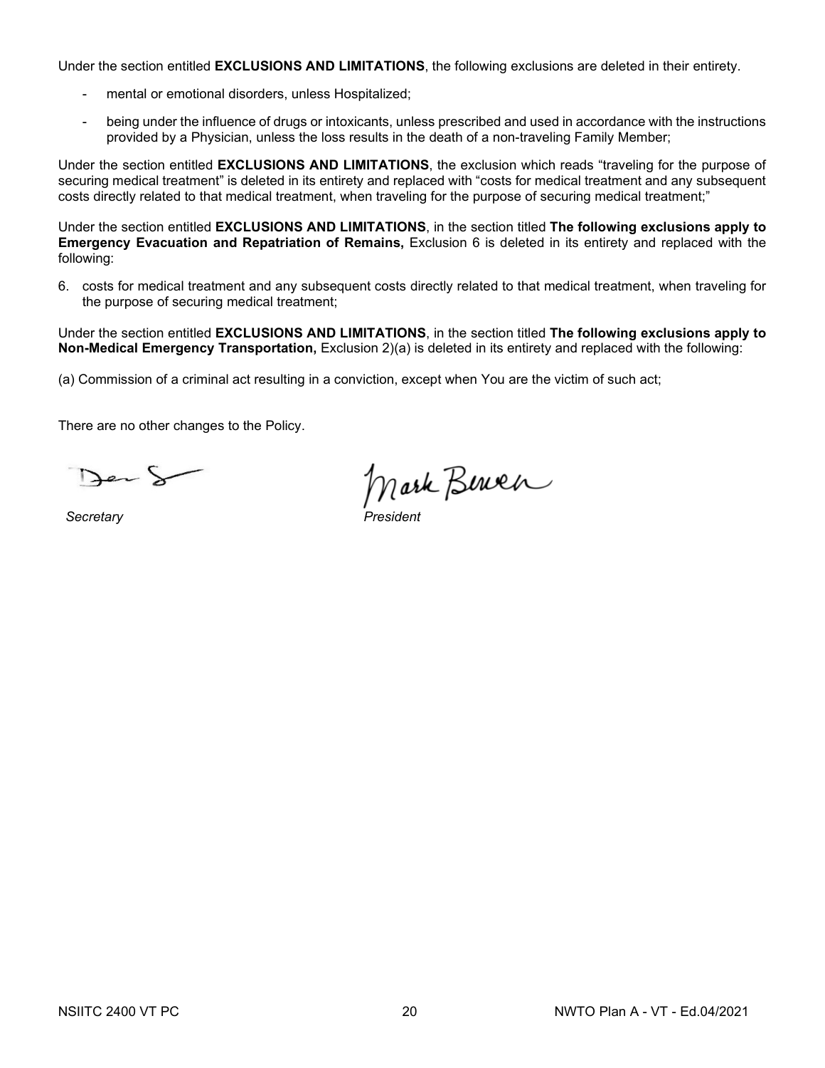Under the section entitled **EXCLUSIONS AND LIMITATIONS**, the following exclusions are deleted in their entirety.

- mental or emotional disorders, unless Hospitalized;
- being under the influence of drugs or intoxicants, unless prescribed and used in accordance with the instructions provided by a Physician, unless the loss results in the death of a non-traveling Family Member;

Under the section entitled **EXCLUSIONS AND LIMITATIONS**, the exclusion which reads "traveling for the purpose of securing medical treatment" is deleted in its entirety and replaced with "costs for medical treatment and any subsequent costs directly related to that medical treatment, when traveling for the purpose of securing medical treatment;"

Under the section entitled **EXCLUSIONS AND LIMITATIONS**, in the section titled **The following exclusions apply to Emergency Evacuation and Repatriation of Remains,** Exclusion 6 is deleted in its entirety and replaced with the following:

6. costs for medical treatment and any subsequent costs directly related to that medical treatment, when traveling for the purpose of securing medical treatment;

Under the section entitled **EXCLUSIONS AND LIMITATIONS**, in the section titled **The following exclusions apply to Non-Medical Emergency Transportation,** Exclusion 2)(a) is deleted in its entirety and replaced with the following:

(a) Commission of a criminal act resulting in a conviction, except when You are the victim of such act;

There are no other changes to the Policy.

*Secretary* *President*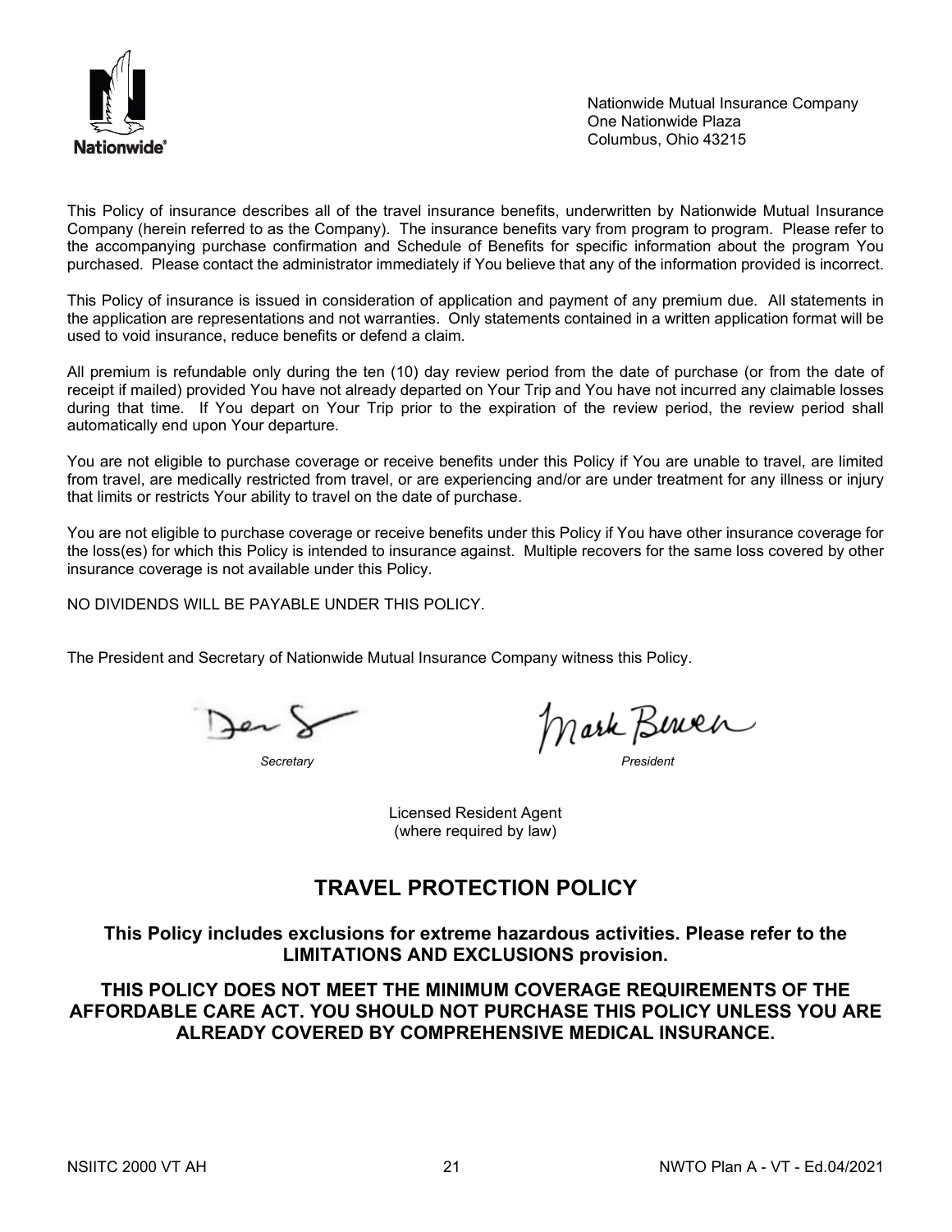Nationwide Mutual Insurance Company
One Nationwide Plaza
Columbus, Ohio 43215

This Policy of insurance describes all of the travel insurance benefits, underwritten by Nationwide Mutual Insurance Company (herein referred to as the Company). The insurance benefits vary from program to program. Please refer to the accompanying purchase confirmation and Schedule of Benefits for specific information about the program You purchased. Please contact the administrator immediately if You believe that any of the information provided is incorrect.

This Policy of insurance is issued in consideration of application and payment of any premium due. All statements in the application are representations and not warranties. Only statements contained in a written application format will be used to void insurance, reduce benefits or defend a claim.

All premium is refundable only during the ten (10) day review period from the date of purchase (or from the date of receipt if mailed) provided You have not already departed on Your Trip and You have not incurred any claimable losses during that time. If You depart on Your Trip prior to the expiration of the review period, the review period shall automatically end upon Your departure.

You are not eligible to purchase coverage or receive benefits under this Policy if You are unable to travel, are limited from travel, are medically restricted from travel, or are experiencing and/or are under treatment for any illness or injury that limits or restricts Your ability to travel on the date of purchase.

You are not eligible to purchase coverage or receive benefits under this Policy if You have other insurance coverage for the loss(es) for which this Policy is intended to insurance against. Multiple recovers for the same loss covered by other insurance coverage is not available under this Policy.

NO DIVIDENDS WILL BE PAYABLE UNDER THIS POLICY.

The President and Secretary of Nationwide Mutual Insurance Company witness this Policy.

*Secretary* *President*

Licensed Resident Agent
(where required by law)

# TRAVEL PROTECTION POLICY

**This Policy includes exclusions for extreme hazardous activities. Please refer to the LIMITATIONS AND EXCLUSIONS provision.**

**THIS POLICY DOES NOT MEET THE MINIMUM COVERAGE REQUIREMENTS OF THE AFFORDABLE CARE ACT. YOU SHOULD NOT PURCHASE THIS POLICY UNLESS YOU ARE ALREADY COVERED BY COMPREHENSIVE MEDICAL INSURANCE.**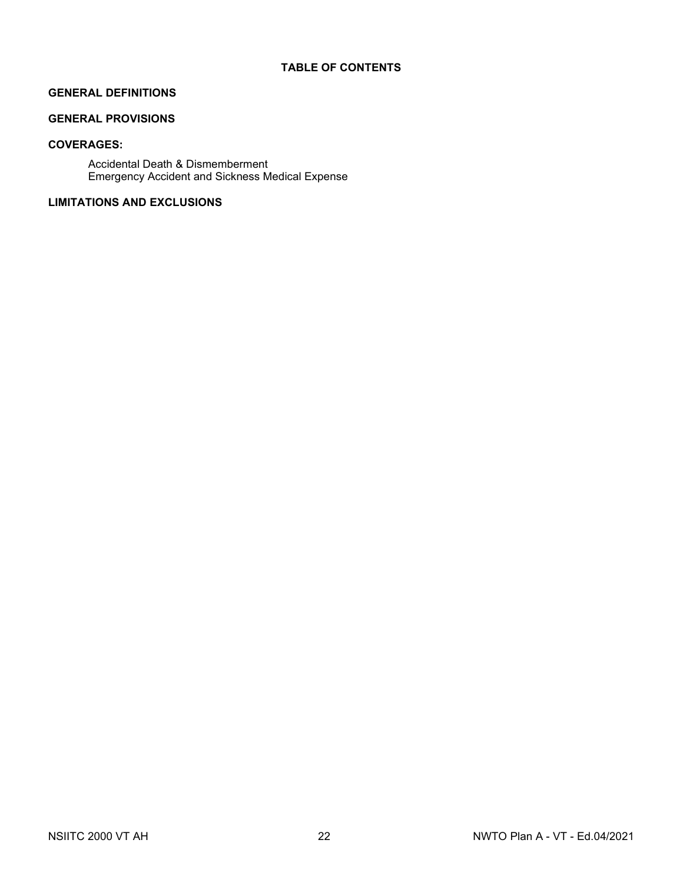# TABLE OF CONTENTS

**GENERAL DEFINITIONS**

**GENERAL PROVISIONS**

**COVERAGES:**

- Accidental Death & Dismemberment
- Emergency Accident and Sickness Medical Expense

**LIMITATIONS AND EXCLUSIONS**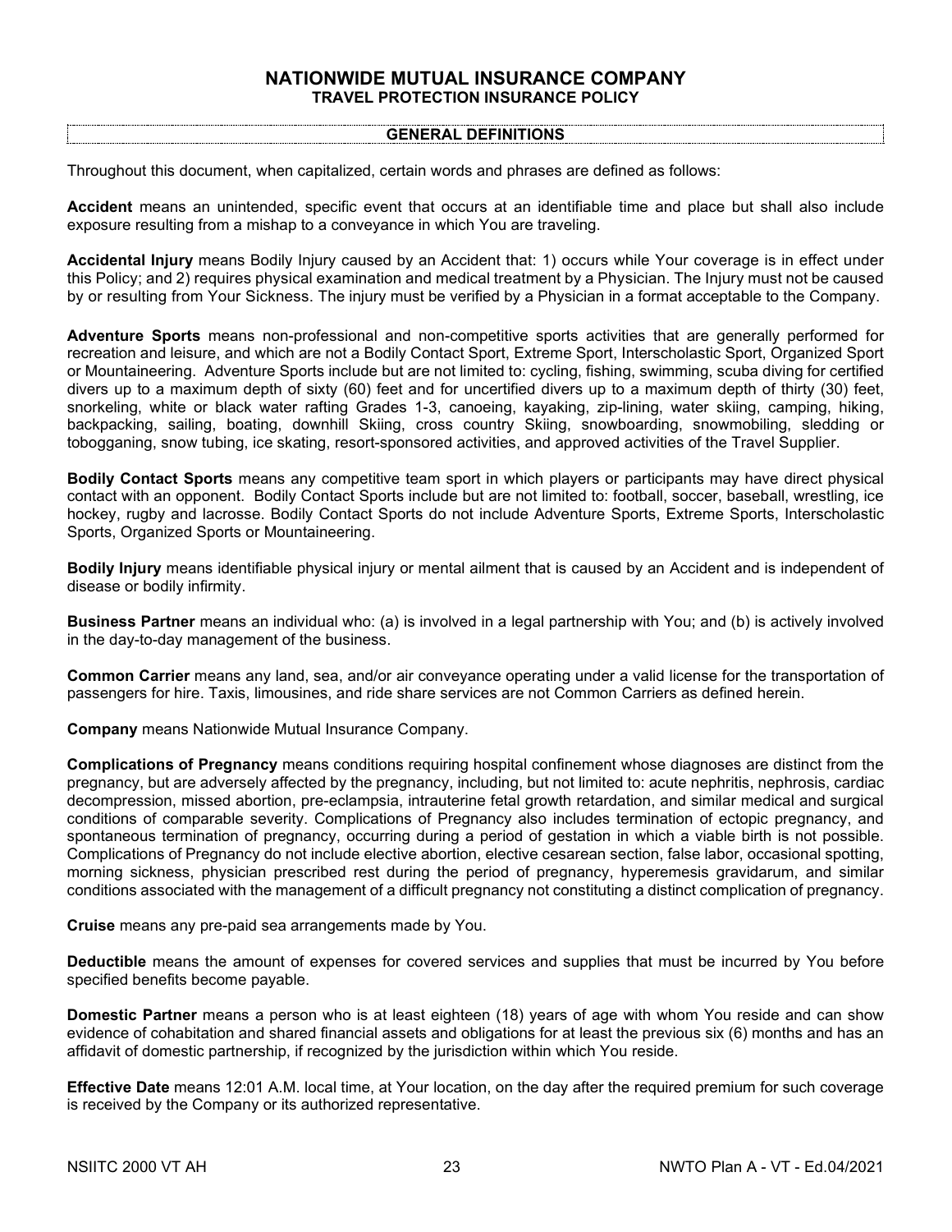# NATIONWIDE MUTUAL INSURANCE COMPANY
## TRAVEL PROTECTION INSURANCE POLICY

### GENERAL DEFINITIONS

Throughout this document, when capitalized, certain words and phrases are defined as follows:

**Accident** means an unintended, specific event that occurs at an identifiable time and place but shall also include exposure resulting from a mishap to a conveyance in which You are traveling.

**Accidental Injury** means Bodily Injury caused by an Accident that: 1) occurs while Your coverage is in effect under this Policy; and 2) requires physical examination and medical treatment by a Physician. The Injury must not be caused by or resulting from Your Sickness. The injury must be verified by a Physician in a format acceptable to the Company.

**Adventure Sports** means non-professional and non-competitive sports activities that are generally performed for recreation and leisure, and which are not a Bodily Contact Sport, Extreme Sport, Interscholastic Sport, Organized Sport or Mountaineering. Adventure Sports include but are not limited to: cycling, fishing, swimming, scuba diving for certified divers up to a maximum depth of sixty (60) feet and for uncertified divers up to a maximum depth of thirty (30) feet, snorkeling, white or black water rafting Grades 1-3, canoeing, kayaking, zip-lining, water skiing, camping, hiking, backpacking, sailing, boating, downhill Skiing, cross country Skiing, snowboarding, snowmobiling, sledding or tobogganing, snow tubing, ice skating, resort-sponsored activities, and approved activities of the Travel Supplier.

**Bodily Contact Sports** means any competitive team sport in which players or participants may have direct physical contact with an opponent. Bodily Contact Sports include but are not limited to: football, soccer, baseball, wrestling, ice hockey, rugby and lacrosse. Bodily Contact Sports do not include Adventure Sports, Extreme Sports, Interscholastic Sports, Organized Sports or Mountaineering.

**Bodily Injury** means identifiable physical injury or mental ailment that is caused by an Accident and is independent of disease or bodily infirmity.

**Business Partner** means an individual who: (a) is involved in a legal partnership with You; and (b) is actively involved in the day-to-day management of the business.

**Common Carrier** means any land, sea, and/or air conveyance operating under a valid license for the transportation of passengers for hire. Taxis, limousines, and ride share services are not Common Carriers as defined herein.

**Company** means Nationwide Mutual Insurance Company.

**Complications of Pregnancy** means conditions requiring hospital confinement whose diagnoses are distinct from the pregnancy, but are adversely affected by the pregnancy, including, but not limited to: acute nephritis, nephrosis, cardiac decompression, missed abortion, pre-eclampsia, intrauterine fetal growth retardation, and similar medical and surgical conditions of comparable severity. Complications of Pregnancy also includes termination of ectopic pregnancy, and spontaneous termination of pregnancy, occurring during a period of gestation in which a viable birth is not possible. Complications of Pregnancy do not include elective abortion, elective cesarean section, false labor, occasional spotting, morning sickness, physician prescribed rest during the period of pregnancy, hyperemesis gravidarum, and similar conditions associated with the management of a difficult pregnancy not constituting a distinct complication of pregnancy.

**Cruise** means any pre-paid sea arrangements made by You.

**Deductible** means the amount of expenses for covered services and supplies that must be incurred by You before specified benefits become payable.

**Domestic Partner** means a person who is at least eighteen (18) years of age with whom You reside and can show evidence of cohabitation and shared financial assets and obligations for at least the previous six (6) months and has an affidavit of domestic partnership, if recognized by the jurisdiction within which You reside.

**Effective Date** means 12:01 A.M. local time, at Your location, on the day after the required premium for such coverage is received by the Company or its authorized representative.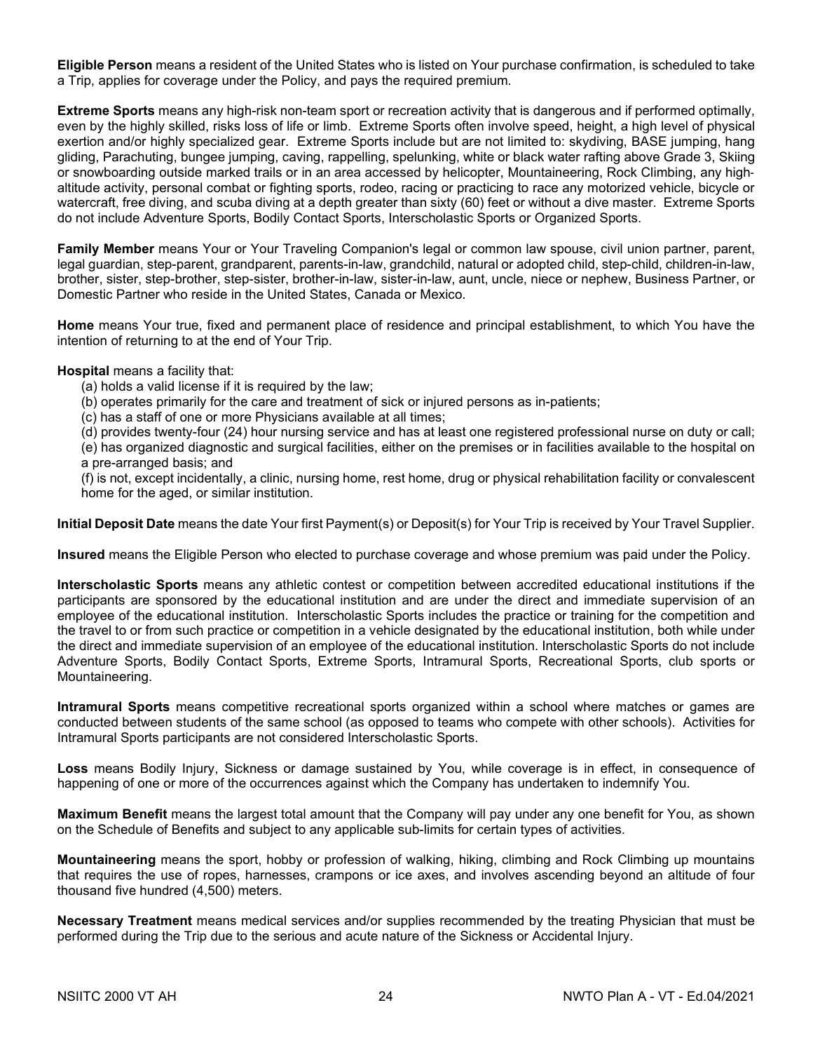**Eligible Person** means a resident of the United States who is listed on Your purchase confirmation, is scheduled to take a Trip, applies for coverage under the Policy, and pays the required premium.

**Extreme Sports** means any high-risk non-team sport or recreation activity that is dangerous and if performed optimally, even by the highly skilled, risks loss of life or limb. Extreme Sports often involve speed, height, a high level of physical exertion and/or highly specialized gear. Extreme Sports include but are not limited to: skydiving, BASE jumping, hang gliding, Parachuting, bungee jumping, caving, rappelling, spelunking, white or black water rafting above Grade 3, Skiing or snowboarding outside marked trails or in an area accessed by helicopter, Mountaineering, Rock Climbing, any high-altitude activity, personal combat or fighting sports, rodeo, racing or practicing to race any motorized vehicle, bicycle or watercraft, free diving, and scuba diving at a depth greater than sixty (60) feet or without a dive master. Extreme Sports do not include Adventure Sports, Bodily Contact Sports, Interscholastic Sports or Organized Sports.

**Family Member** means Your or Your Traveling Companion's legal or common law spouse, civil union partner, parent, legal guardian, step-parent, grandparent, parents-in-law, grandchild, natural or adopted child, step-child, children-in-law, brother, sister, step-brother, step-sister, brother-in-law, sister-in-law, aunt, uncle, niece or nephew, Business Partner, or Domestic Partner who reside in the United States, Canada or Mexico.

**Home** means Your true, fixed and permanent place of residence and principal establishment, to which You have the intention of returning to at the end of Your Trip.

**Hospital** means a facility that:

(a) holds a valid license if it is required by the law;
(b) operates primarily for the care and treatment of sick or injured persons as in-patients;
(c) has a staff of one or more Physicians available at all times;
(d) provides twenty-four (24) hour nursing service and has at least one registered professional nurse on duty or call;
(e) has organized diagnostic and surgical facilities, either on the premises or in facilities available to the hospital on a pre-arranged basis; and
(f) is not, except incidentally, a clinic, nursing home, rest home, drug or physical rehabilitation facility or convalescent home for the aged, or similar institution.

**Initial Deposit Date** means the date Your first Payment(s) or Deposit(s) for Your Trip is received by Your Travel Supplier.

**Insured** means the Eligible Person who elected to purchase coverage and whose premium was paid under the Policy.

**Interscholastic Sports** means any athletic contest or competition between accredited educational institutions if the participants are sponsored by the educational institution and are under the direct and immediate supervision of an employee of the educational institution. Interscholastic Sports includes the practice or training for the competition and the travel to or from such practice or competition in a vehicle designated by the educational institution, both while under the direct and immediate supervision of an employee of the educational institution. Interscholastic Sports do not include Adventure Sports, Bodily Contact Sports, Extreme Sports, Intramural Sports, Recreational Sports, club sports or Mountaineering.

**Intramural Sports** means competitive recreational sports organized within a school where matches or games are conducted between students of the same school (as opposed to teams who compete with other schools). Activities for Intramural Sports participants are not considered Interscholastic Sports.

**Loss** means Bodily Injury, Sickness or damage sustained by You, while coverage is in effect, in consequence of happening of one or more of the occurrences against which the Company has undertaken to indemnify You.

**Maximum Benefit** means the largest total amount that the Company will pay under any one benefit for You, as shown on the Schedule of Benefits and subject to any applicable sub-limits for certain types of activities.

**Mountaineering** means the sport, hobby or profession of walking, hiking, climbing and Rock Climbing up mountains that requires the use of ropes, harnesses, crampons or ice axes, and involves ascending beyond an altitude of four thousand five hundred (4,500) meters.

**Necessary Treatment** means medical services and/or supplies recommended by the treating Physician that must be performed during the Trip due to the serious and acute nature of the Sickness or Accidental Injury.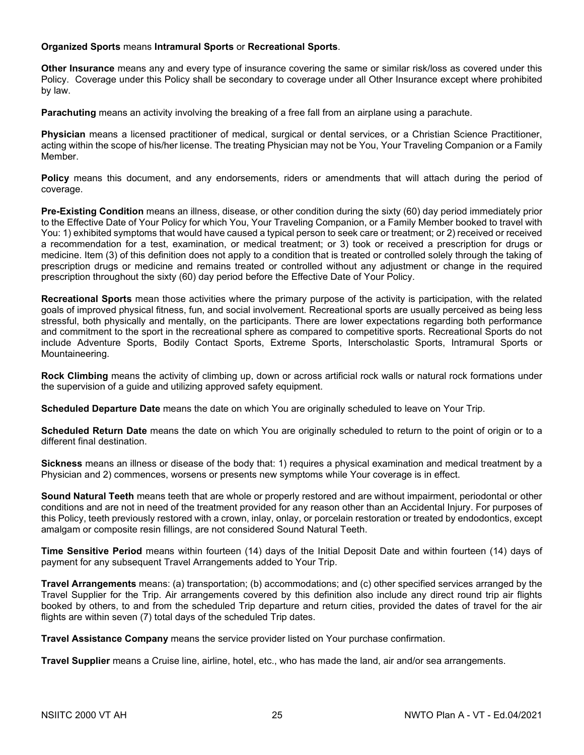**Organized Sports** means **Intramural Sports** or **Recreational Sports**.

**Other Insurance** means any and every type of insurance covering the same or similar risk/loss as covered under this Policy. Coverage under this Policy shall be secondary to coverage under all Other Insurance except where prohibited by law.

**Parachuting** means an activity involving the breaking of a free fall from an airplane using a parachute.

**Physician** means a licensed practitioner of medical, surgical or dental services, or a Christian Science Practitioner, acting within the scope of his/her license. The treating Physician may not be You, Your Traveling Companion or a Family Member.

**Policy** means this document, and any endorsements, riders or amendments that will attach during the period of coverage.

**Pre-Existing Condition** means an illness, disease, or other condition during the sixty (60) day period immediately prior to the Effective Date of Your Policy for which You, Your Traveling Companion, or a Family Member booked to travel with You: 1) exhibited symptoms that would have caused a typical person to seek care or treatment; or 2) received or received a recommendation for a test, examination, or medical treatment; or 3) took or received a prescription for drugs or medicine. Item (3) of this definition does not apply to a condition that is treated or controlled solely through the taking of prescription drugs or medicine and remains treated or controlled without any adjustment or change in the required prescription throughout the sixty (60) day period before the Effective Date of Your Policy.

**Recreational Sports** mean those activities where the primary purpose of the activity is participation, with the related goals of improved physical fitness, fun, and social involvement. Recreational sports are usually perceived as being less stressful, both physically and mentally, on the participants. There are lower expectations regarding both performance and commitment to the sport in the recreational sphere as compared to competitive sports. Recreational Sports do not include Adventure Sports, Bodily Contact Sports, Extreme Sports, Interscholastic Sports, Intramural Sports or Mountaineering.

**Rock Climbing** means the activity of climbing up, down or across artificial rock walls or natural rock formations under the supervision of a guide and utilizing approved safety equipment.

**Scheduled Departure Date** means the date on which You are originally scheduled to leave on Your Trip.

**Scheduled Return Date** means the date on which You are originally scheduled to return to the point of origin or to a different final destination.

**Sickness** means an illness or disease of the body that: 1) requires a physical examination and medical treatment by a Physician and 2) commences, worsens or presents new symptoms while Your coverage is in effect.

**Sound Natural Teeth** means teeth that are whole or properly restored and are without impairment, periodontal or other conditions and are not in need of the treatment provided for any reason other than an Accidental Injury. For purposes of this Policy, teeth previously restored with a crown, inlay, onlay, or porcelain restoration or treated by endodontics, except amalgam or composite resin fillings, are not considered Sound Natural Teeth.

**Time Sensitive Period** means within fourteen (14) days of the Initial Deposit Date and within fourteen (14) days of payment for any subsequent Travel Arrangements added to Your Trip.

**Travel Arrangements** means: (a) transportation; (b) accommodations; and (c) other specified services arranged by the Travel Supplier for the Trip. Air arrangements covered by this definition also include any direct round trip air flights booked by others, to and from the scheduled Trip departure and return cities, provided the dates of travel for the air flights are within seven (7) total days of the scheduled Trip dates.

**Travel Assistance Company** means the service provider listed on Your purchase confirmation.

**Travel Supplier** means a Cruise line, airline, hotel, etc., who has made the land, air and/or sea arrangements.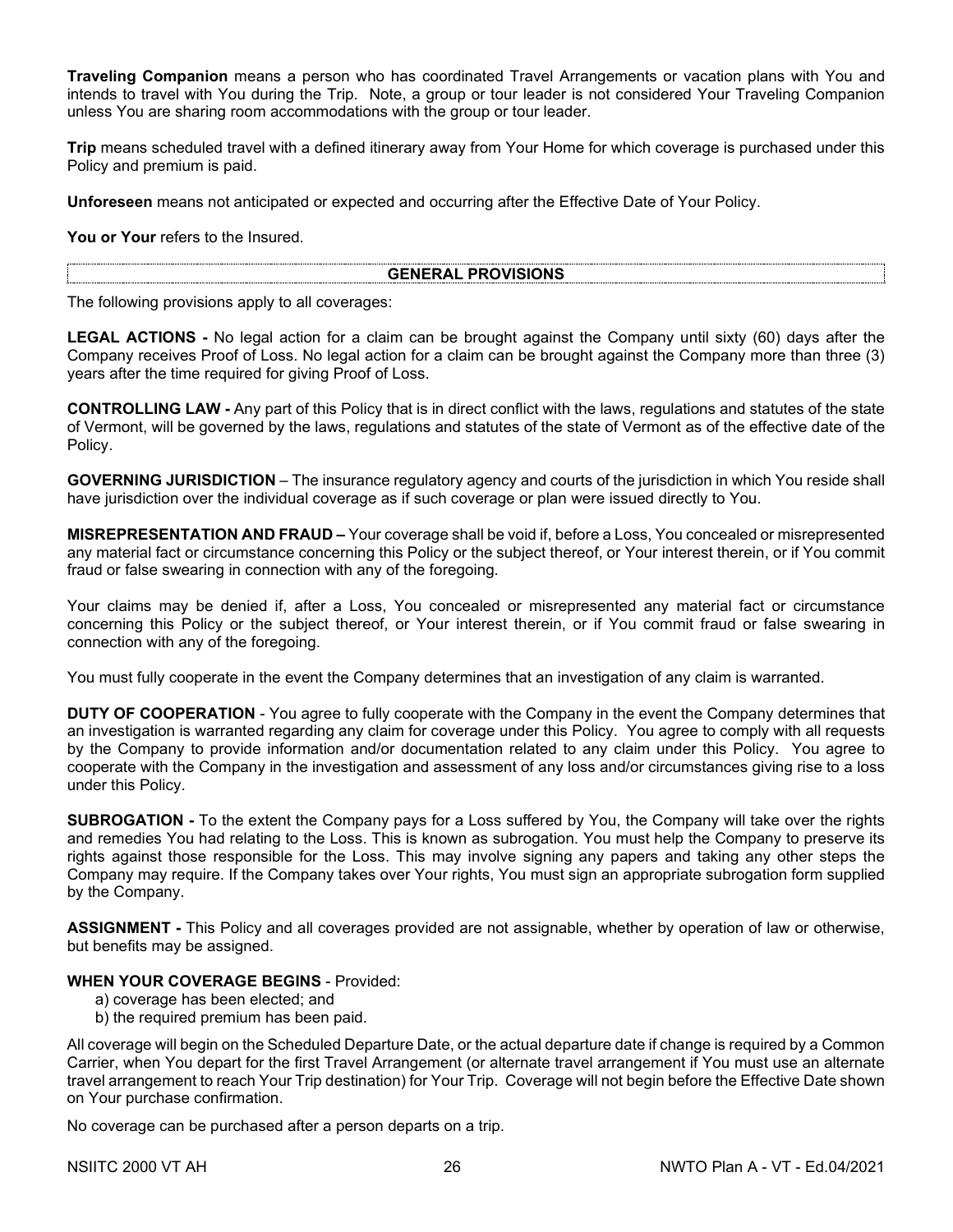**Traveling Companion** means a person who has coordinated Travel Arrangements or vacation plans with You and intends to travel with You during the Trip. Note, a group or tour leader is not considered Your Traveling Companion unless You are sharing room accommodations with the group or tour leader.

**Trip** means scheduled travel with a defined itinerary away from Your Home for which coverage is purchased under this Policy and premium is paid.

**Unforeseen** means not anticipated or expected and occurring after the Effective Date of Your Policy.

**You or Your** refers to the Insured.

## GENERAL PROVISIONS

The following provisions apply to all coverages:

**LEGAL ACTIONS -** No legal action for a claim can be brought against the Company until sixty (60) days after the Company receives Proof of Loss. No legal action for a claim can be brought against the Company more than three (3) years after the time required for giving Proof of Loss.

**CONTROLLING LAW -** Any part of this Policy that is in direct conflict with the laws, regulations and statutes of the state of Vermont, will be governed by the laws, regulations and statutes of the state of Vermont as of the effective date of the Policy.

**GOVERNING JURISDICTION** – The insurance regulatory agency and courts of the jurisdiction in which You reside shall have jurisdiction over the individual coverage as if such coverage or plan were issued directly to You.

**MISREPRESENTATION AND FRAUD –** Your coverage shall be void if, before a Loss, You concealed or misrepresented any material fact or circumstance concerning this Policy or the subject thereof, or Your interest therein, or if You commit fraud or false swearing in connection with any of the foregoing.

Your claims may be denied if, after a Loss, You concealed or misrepresented any material fact or circumstance concerning this Policy or the subject thereof, or Your interest therein, or if You commit fraud or false swearing in connection with any of the foregoing.

You must fully cooperate in the event the Company determines that an investigation of any claim is warranted.

**DUTY OF COOPERATION** - You agree to fully cooperate with the Company in the event the Company determines that an investigation is warranted regarding any claim for coverage under this Policy. You agree to comply with all requests by the Company to provide information and/or documentation related to any claim under this Policy. You agree to cooperate with the Company in the investigation and assessment of any loss and/or circumstances giving rise to a loss under this Policy.

**SUBROGATION -** To the extent the Company pays for a Loss suffered by You, the Company will take over the rights and remedies You had relating to the Loss. This is known as subrogation. You must help the Company to preserve its rights against those responsible for the Loss. This may involve signing any papers and taking any other steps the Company may require. If the Company takes over Your rights, You must sign an appropriate subrogation form supplied by the Company.

**ASSIGNMENT -** This Policy and all coverages provided are not assignable, whether by operation of law or otherwise, but benefits may be assigned.

**WHEN YOUR COVERAGE BEGINS** - Provided:

a) coverage has been elected; and
b) the required premium has been paid.

All coverage will begin on the Scheduled Departure Date, or the actual departure date if change is required by a Common Carrier, when You depart for the first Travel Arrangement (or alternate travel arrangement if You must use an alternate travel arrangement to reach Your Trip destination) for Your Trip. Coverage will not begin before the Effective Date shown on Your purchase confirmation.

No coverage can be purchased after a person departs on a trip.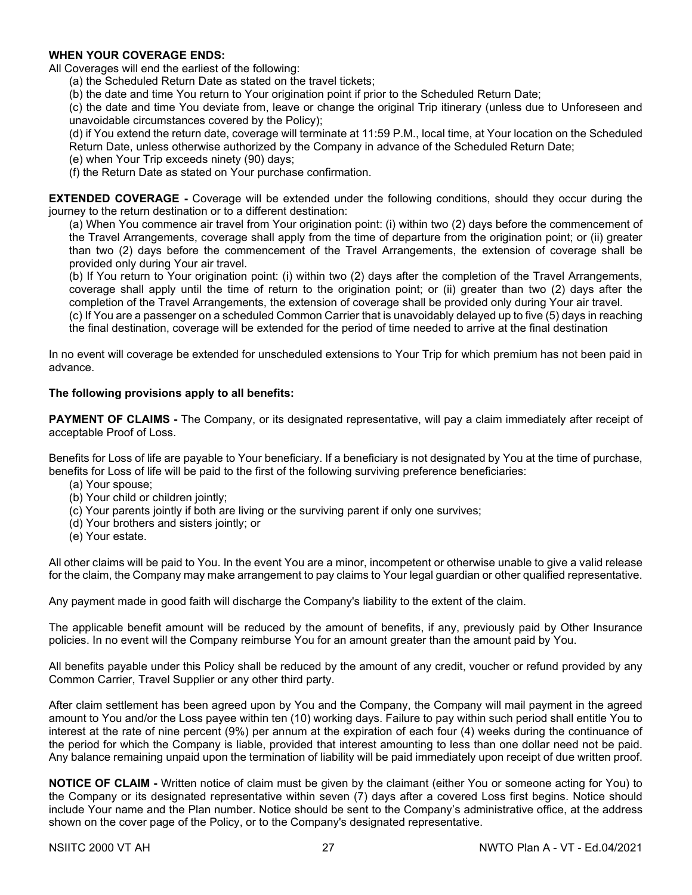**WHEN YOUR COVERAGE ENDS:**

All Coverages will end the earliest of the following:

(a) the Scheduled Return Date as stated on the travel tickets;

(b) the date and time You return to Your origination point if prior to the Scheduled Return Date;

(c) the date and time You deviate from, leave or change the original Trip itinerary (unless due to Unforeseen and unavoidable circumstances covered by the Policy);

(d) if You extend the return date, coverage will terminate at 11:59 P.M., local time, at Your location on the Scheduled Return Date, unless otherwise authorized by the Company in advance of the Scheduled Return Date;

(e) when Your Trip exceeds ninety (90) days;

(f) the Return Date as stated on Your purchase confirmation.

**EXTENDED COVERAGE -** Coverage will be extended under the following conditions, should they occur during the journey to the return destination or to a different destination:

(a) When You commence air travel from Your origination point: (i) within two (2) days before the commencement of the Travel Arrangements, coverage shall apply from the time of departure from the origination point; or (ii) greater than two (2) days before the commencement of the Travel Arrangements, the extension of coverage shall be provided only during Your air travel.

(b) If You return to Your origination point: (i) within two (2) days after the completion of the Travel Arrangements, coverage shall apply until the time of return to the origination point; or (ii) greater than two (2) days after the completion of the Travel Arrangements, the extension of coverage shall be provided only during Your air travel.

(c) If You are a passenger on a scheduled Common Carrier that is unavoidably delayed up to five (5) days in reaching the final destination, coverage will be extended for the period of time needed to arrive at the final destination

In no event will coverage be extended for unscheduled extensions to Your Trip for which premium has not been paid in advance.

**The following provisions apply to all benefits:**

**PAYMENT OF CLAIMS -** The Company, or its designated representative, will pay a claim immediately after receipt of acceptable Proof of Loss.

Benefits for Loss of life are payable to Your beneficiary. If a beneficiary is not designated by You at the time of purchase, benefits for Loss of life will be paid to the first of the following surviving preference beneficiaries:

(a) Your spouse;

(b) Your child or children jointly;

(c) Your parents jointly if both are living or the surviving parent if only one survives;

(d) Your brothers and sisters jointly; or

(e) Your estate.

All other claims will be paid to You. In the event You are a minor, incompetent or otherwise unable to give a valid release for the claim, the Company may make arrangement to pay claims to Your legal guardian or other qualified representative.

Any payment made in good faith will discharge the Company's liability to the extent of the claim.

The applicable benefit amount will be reduced by the amount of benefits, if any, previously paid by Other Insurance policies. In no event will the Company reimburse You for an amount greater than the amount paid by You.

All benefits payable under this Policy shall be reduced by the amount of any credit, voucher or refund provided by any Common Carrier, Travel Supplier or any other third party.

After claim settlement has been agreed upon by You and the Company, the Company will mail payment in the agreed amount to You and/or the Loss payee within ten (10) working days. Failure to pay within such period shall entitle You to interest at the rate of nine percent (9%) per annum at the expiration of each four (4) weeks during the continuance of the period for which the Company is liable, provided that interest amounting to less than one dollar need not be paid. Any balance remaining unpaid upon the termination of liability will be paid immediately upon receipt of due written proof.

**NOTICE OF CLAIM -** Written notice of claim must be given by the claimant (either You or someone acting for You) to the Company or its designated representative within seven (7) days after a covered Loss first begins. Notice should include Your name and the Plan number. Notice should be sent to the Company's administrative office, at the address shown on the cover page of the Policy, or to the Company's designated representative.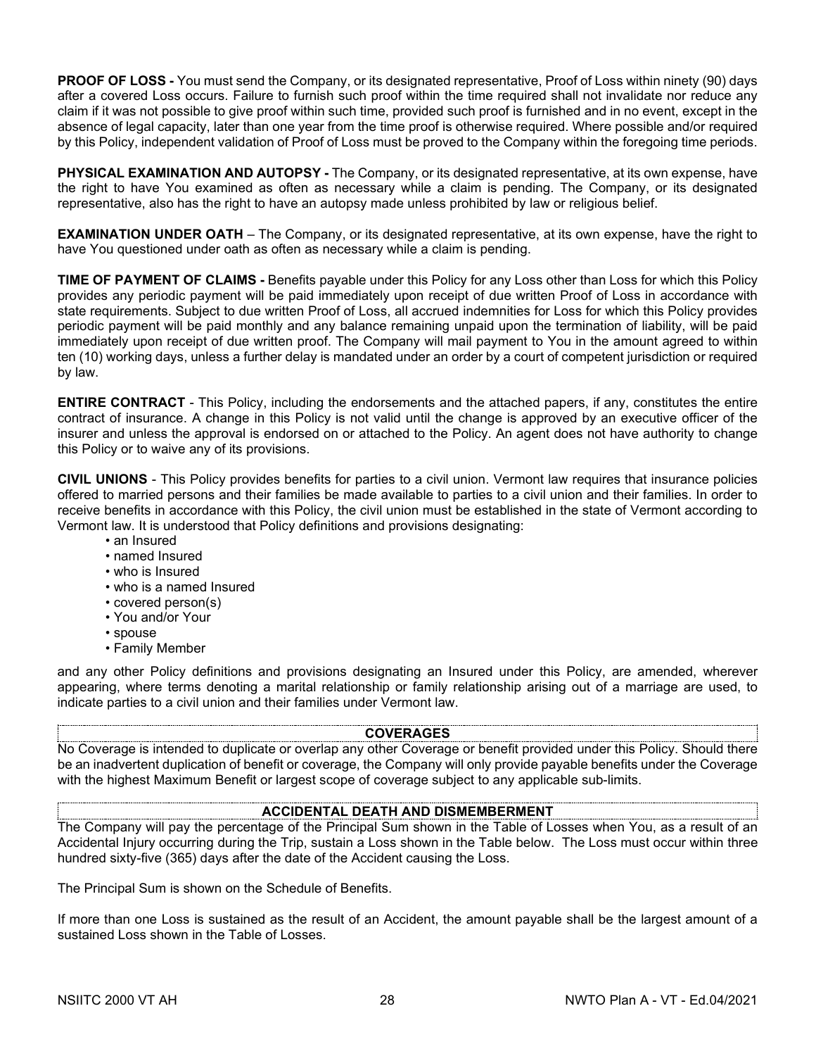**PROOF OF LOSS -** You must send the Company, or its designated representative, Proof of Loss within ninety (90) days after a covered Loss occurs. Failure to furnish such proof within the time required shall not invalidate nor reduce any claim if it was not possible to give proof within such time, provided such proof is furnished and in no event, except in the absence of legal capacity, later than one year from the time proof is otherwise required. Where possible and/or required by this Policy, independent validation of Proof of Loss must be proved to the Company within the foregoing time periods.

**PHYSICAL EXAMINATION AND AUTOPSY -** The Company, or its designated representative, at its own expense, have the right to have You examined as often as necessary while a claim is pending. The Company, or its designated representative, also has the right to have an autopsy made unless prohibited by law or religious belief.

**EXAMINATION UNDER OATH** – The Company, or its designated representative, at its own expense, have the right to have You questioned under oath as often as necessary while a claim is pending.

**TIME OF PAYMENT OF CLAIMS -** Benefits payable under this Policy for any Loss other than Loss for which this Policy provides any periodic payment will be paid immediately upon receipt of due written Proof of Loss in accordance with state requirements. Subject to due written Proof of Loss, all accrued indemnities for Loss for which this Policy provides periodic payment will be paid monthly and any balance remaining unpaid upon the termination of liability, will be paid immediately upon receipt of due written proof. The Company will mail payment to You in the amount agreed to within ten (10) working days, unless a further delay is mandated under an order by a court of competent jurisdiction or required by law.

**ENTIRE CONTRACT** - This Policy, including the endorsements and the attached papers, if any, constitutes the entire contract of insurance. A change in this Policy is not valid until the change is approved by an executive officer of the insurer and unless the approval is endorsed on or attached to the Policy. An agent does not have authority to change this Policy or to waive any of its provisions.

**CIVIL UNIONS** - This Policy provides benefits for parties to a civil union. Vermont law requires that insurance policies offered to married persons and their families be made available to parties to a civil union and their families. In order to receive benefits in accordance with this Policy, the civil union must be established in the state of Vermont according to Vermont law. It is understood that Policy definitions and provisions designating:

- an Insured
- named Insured
- who is Insured
- who is a named Insured
- covered person(s)
- You and/or Your
- spouse
- Family Member

and any other Policy definitions and provisions designating an Insured under this Policy, are amended, wherever appearing, where terms denoting a marital relationship or family relationship arising out of a marriage are used, to indicate parties to a civil union and their families under Vermont law.

## COVERAGES

No Coverage is intended to duplicate or overlap any other Coverage or benefit provided under this Policy. Should there be an inadvertent duplication of benefit or coverage, the Company will only provide payable benefits under the Coverage with the highest Maximum Benefit or largest scope of coverage subject to any applicable sub-limits.

## ACCIDENTAL DEATH AND DISMEMBERMENT

The Company will pay the percentage of the Principal Sum shown in the Table of Losses when You, as a result of an Accidental Injury occurring during the Trip, sustain a Loss shown in the Table below. The Loss must occur within three hundred sixty-five (365) days after the date of the Accident causing the Loss.

The Principal Sum is shown on the Schedule of Benefits.

If more than one Loss is sustained as the result of an Accident, the amount payable shall be the largest amount of a sustained Loss shown in the Table of Losses.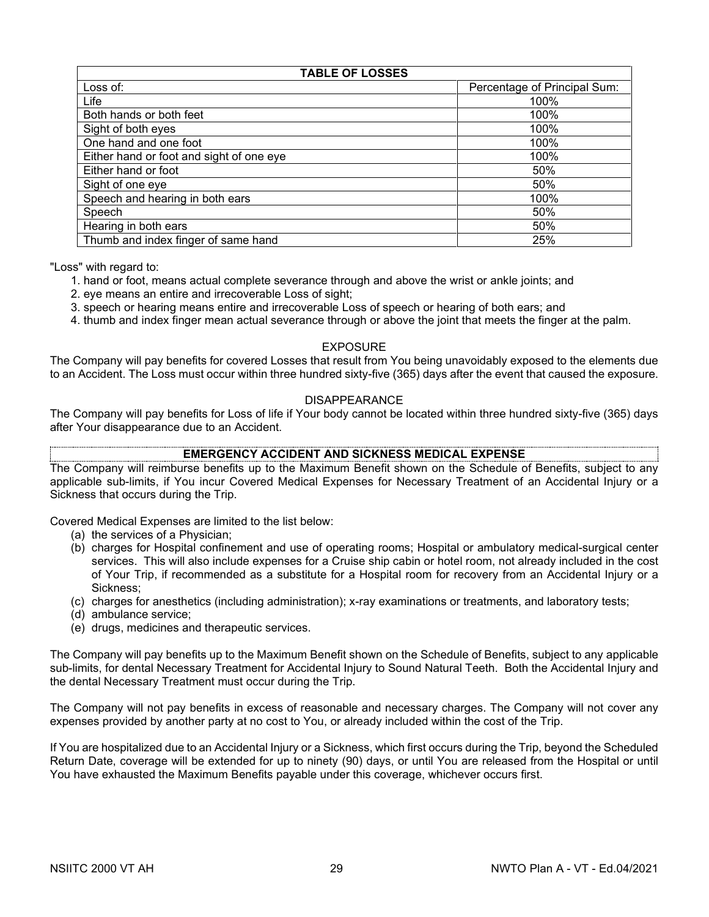| TABLE OF LOSSES | |
|---|---|
| Loss of: | Percentage of Principal Sum: |
| Life | 100% |
| Both hands or both feet | 100% |
| Sight of both eyes | 100% |
| One hand and one foot | 100% |
| Either hand or foot and sight of one eye | 100% |
| Either hand or foot | 50% |
| Sight of one eye | 50% |
| Speech and hearing in both ears | 100% |
| Speech | 50% |
| Hearing in both ears | 50% |
| Thumb and index finger of same hand | 25% |

"Loss" with regard to:

1. hand or foot, means actual complete severance through and above the wrist or ankle joints; and
2. eye means an entire and irrecoverable Loss of sight;
3. speech or hearing means entire and irrecoverable Loss of speech or hearing of both ears; and
4. thumb and index finger mean actual severance through or above the joint that meets the finger at the palm.

### EXPOSURE

The Company will pay benefits for covered Losses that result from You being unavoidably exposed to the elements due to an Accident. The Loss must occur within three hundred sixty-five (365) days after the event that caused the exposure.

### DISAPPEARANCE

The Company will pay benefits for Loss of life if Your body cannot be located within three hundred sixty-five (365) days after Your disappearance due to an Accident.

## EMERGENCY ACCIDENT AND SICKNESS MEDICAL EXPENSE

The Company will reimburse benefits up to the Maximum Benefit shown on the Schedule of Benefits, subject to any applicable sub-limits, if You incur Covered Medical Expenses for Necessary Treatment of an Accidental Injury or a Sickness that occurs during the Trip.

Covered Medical Expenses are limited to the list below:

(a) the services of a Physician;
(b) charges for Hospital confinement and use of operating rooms; Hospital or ambulatory medical-surgical center services. This will also include expenses for a Cruise ship cabin or hotel room, not already included in the cost of Your Trip, if recommended as a substitute for a Hospital room for recovery from an Accidental Injury or a Sickness;
(c) charges for anesthetics (including administration); x-ray examinations or treatments, and laboratory tests;
(d) ambulance service;
(e) drugs, medicines and therapeutic services.

The Company will pay benefits up to the Maximum Benefit shown on the Schedule of Benefits, subject to any applicable sub-limits, for dental Necessary Treatment for Accidental Injury to Sound Natural Teeth. Both the Accidental Injury and the dental Necessary Treatment must occur during the Trip.

The Company will not pay benefits in excess of reasonable and necessary charges. The Company will not cover any expenses provided by another party at no cost to You, or already included within the cost of the Trip.

If You are hospitalized due to an Accidental Injury or a Sickness, which first occurs during the Trip, beyond the Scheduled Return Date, coverage will be extended for up to ninety (90) days, or until You are released from the Hospital or until You have exhausted the Maximum Benefits payable under this coverage, whichever occurs first.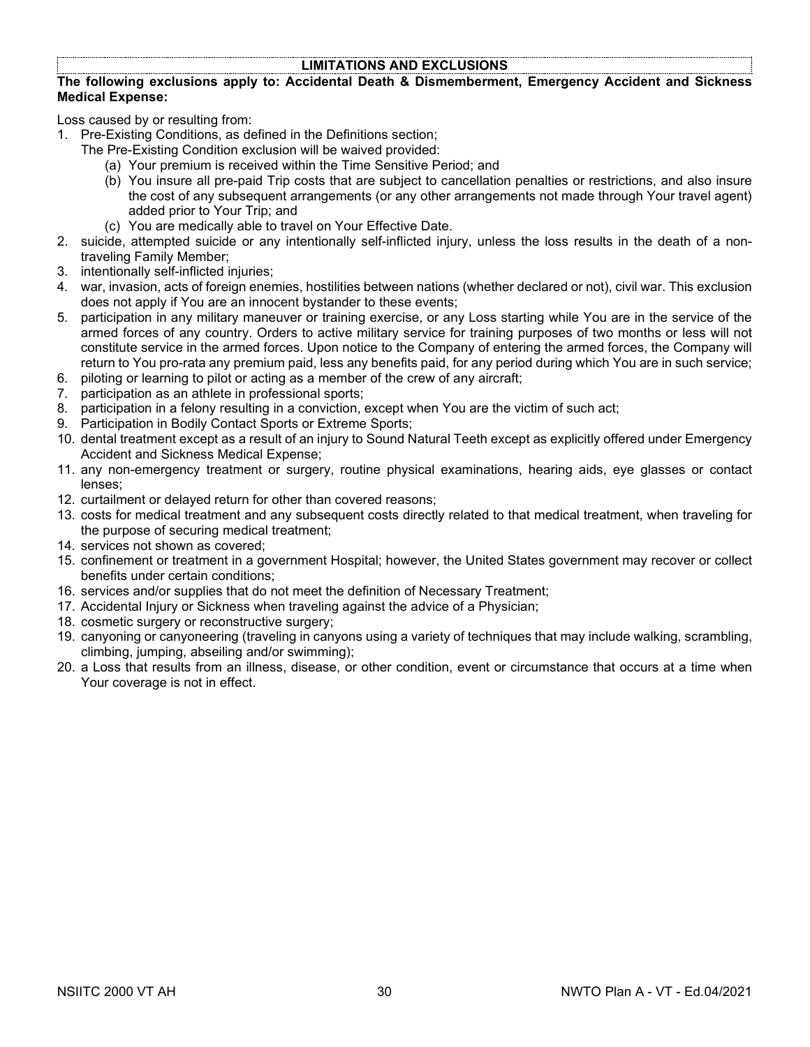## LIMITATIONS AND EXCLUSIONS

**The following exclusions apply to: Accidental Death & Dismemberment, Emergency Accident and Sickness Medical Expense:**

Loss caused by or resulting from:

1. Pre-Existing Conditions, as defined in the Definitions section;
   The Pre-Existing Condition exclusion will be waived provided:
   (a) Your premium is received within the Time Sensitive Period; and
   (b) You insure all pre-paid Trip costs that are subject to cancellation penalties or restrictions, and also insure the cost of any subsequent arrangements (or any other arrangements not made through Your travel agent) added prior to Your Trip; and
   (c) You are medically able to travel on Your Effective Date.
2. suicide, attempted suicide or any intentionally self-inflicted injury, unless the loss results in the death of a non-traveling Family Member;
3. intentionally self-inflicted injuries;
4. war, invasion, acts of foreign enemies, hostilities between nations (whether declared or not), civil war. This exclusion does not apply if You are an innocent bystander to these events;
5. participation in any military maneuver or training exercise, or any Loss starting while You are in the service of the armed forces of any country. Orders to active military service for training purposes of two months or less will not constitute service in the armed forces. Upon notice to the Company of entering the armed forces, the Company will return to You pro-rata any premium paid, less any benefits paid, for any period during which You are in such service;
6. piloting or learning to pilot or acting as a member of the crew of any aircraft;
7. participation as an athlete in professional sports;
8. participation in a felony resulting in a conviction, except when You are the victim of such act;
9. Participation in Bodily Contact Sports or Extreme Sports;
10. dental treatment except as a result of an injury to Sound Natural Teeth except as explicitly offered under Emergency Accident and Sickness Medical Expense;
11. any non-emergency treatment or surgery, routine physical examinations, hearing aids, eye glasses or contact lenses;
12. curtailment or delayed return for other than covered reasons;
13. costs for medical treatment and any subsequent costs directly related to that medical treatment, when traveling for the purpose of securing medical treatment;
14. services not shown as covered;
15. confinement or treatment in a government Hospital; however, the United States government may recover or collect benefits under certain conditions;
16. services and/or supplies that do not meet the definition of Necessary Treatment;
17. Accidental Injury or Sickness when traveling against the advice of a Physician;
18. cosmetic surgery or reconstructive surgery;
19. canyoning or canyoneering (traveling in canyons using a variety of techniques that may include walking, scrambling, climbing, jumping, abseiling and/or swimming);
20. a Loss that results from an illness, disease, or other condition, event or circumstance that occurs at a time when Your coverage is not in effect.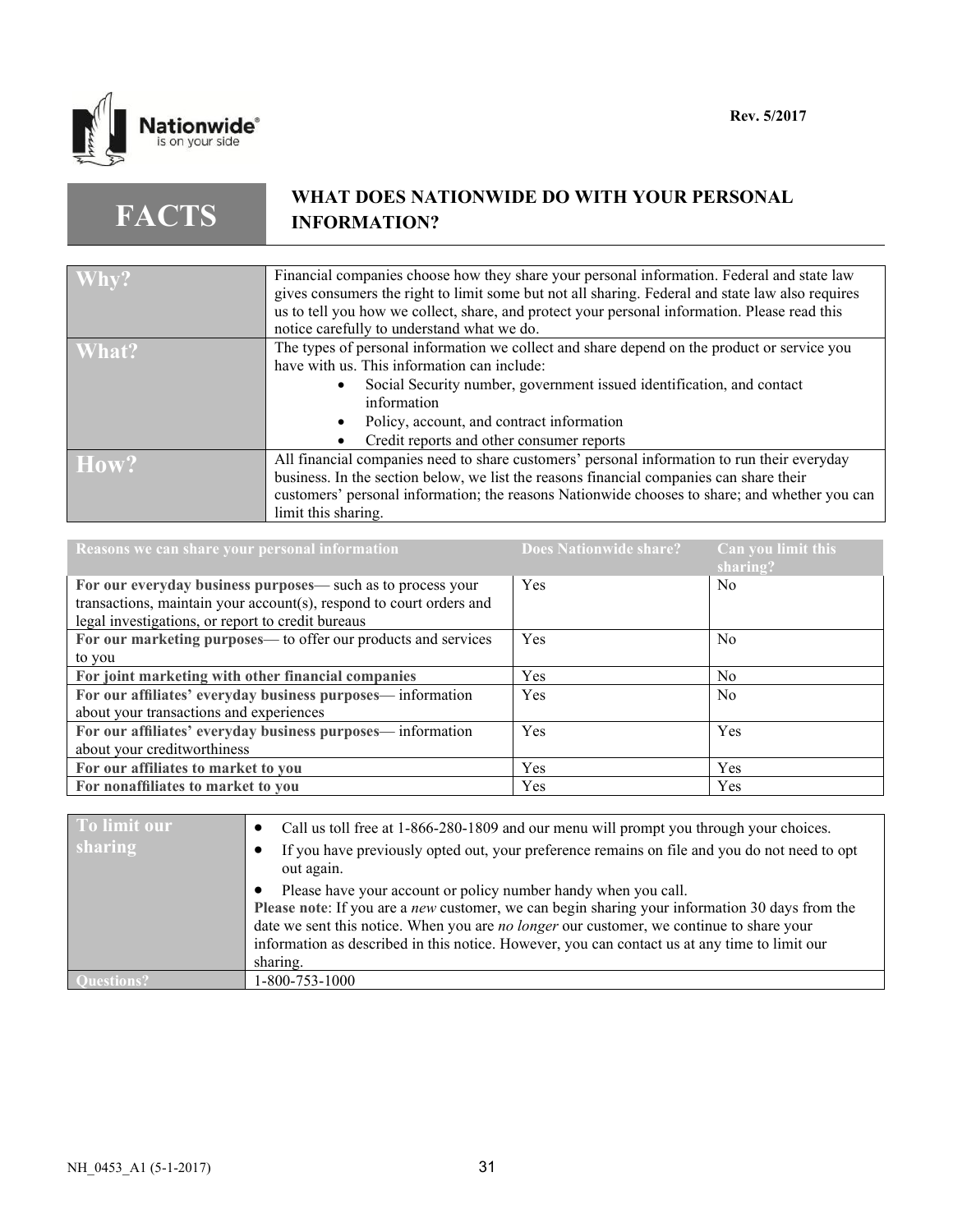Rev. 5/2017

# FACTS — WHAT DOES NATIONWIDE DO WITH YOUR PERSONAL INFORMATION?

| | |
|---|---|
| **Why?** | Financial companies choose how they share your personal information. Federal and state law gives consumers the right to limit some but not all sharing. Federal and state law also requires us to tell you how we collect, share, and protect your personal information. Please read this notice carefully to understand what we do. |
| **What?** | The types of personal information we collect and share depend on the product or service you have with us. This information can include: <ul><li>Social Security number, government issued identification, and contact information</li><li>Policy, account, and contract information</li><li>Credit reports and other consumer reports</li></ul> |
| **How?** | All financial companies need to share customers' personal information to run their everyday business. In the section below, we list the reasons financial companies can share their customers' personal information; the reasons Nationwide chooses to share; and whether you can limit this sharing. |

| Reasons we can share your personal information | Does Nationwide share? | Can you limit this sharing? |
|---|---|---|
| **For our everyday business purposes**— such as to process your transactions, maintain your account(s), respond to court orders and legal investigations, or report to credit bureaus | Yes | No |
| **For our marketing purposes**— to offer our products and services to you | Yes | No |
| **For joint marketing with other financial companies** | Yes | No |
| **For our affiliates' everyday business purposes**— information about your transactions and experiences | Yes | No |
| **For our affiliates' everyday business purposes**— information about your creditworthiness | Yes | Yes |
| **For our affiliates to market to you** | Yes | Yes |
| **For nonaffiliates to market to you** | Yes | Yes |

| | |
|---|---|
| **To limit our sharing** | <ul><li>Call us toll free at 1-866-280-1809 and our menu will prompt you through your choices.</li><li>If you have previously opted out, your preference remains on file and you do not need to opt out again.</li><li>Please have your account or policy number handy when you call.</li></ul>**Please note**: If you are a *new* customer, we can begin sharing your information 30 days from the date we sent this notice. When you are *no longer* our customer, we continue to share your information as described in this notice. However, you can contact us at any time to limit our sharing. |
| **Questions?** | 1-800-753-1000 |

NH_0453_A1 (5-1-2017)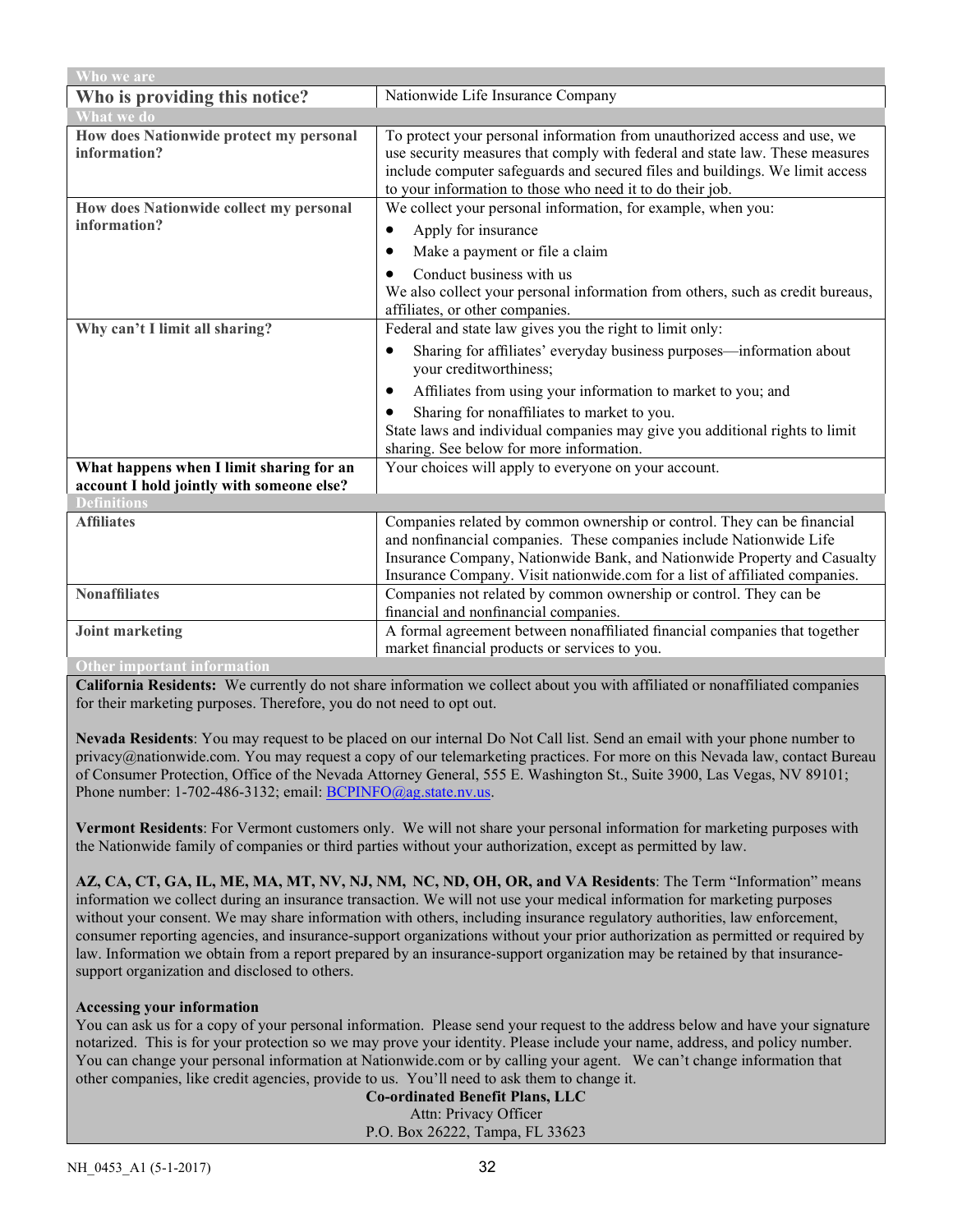| Who we are | |
|---|---|
| **Who is providing this notice?** | Nationwide Life Insurance Company |
| **What we do** | |
| **How does Nationwide protect my personal information?** | To protect your personal information from unauthorized access and use, we use security measures that comply with federal and state law. These measures include computer safeguards and secured files and buildings. We limit access to your information to those who need it to do their job. |
| **How does Nationwide collect my personal information?** | We collect your personal information, for example, when you:<br>• Apply for insurance<br>• Make a payment or file a claim<br>• Conduct business with us<br>We also collect your personal information from others, such as credit bureaus, affiliates, or other companies. |
| **Why can't I limit all sharing?** | Federal and state law gives you the right to limit only:<br>• Sharing for affiliates' everyday business purposes—information about your creditworthiness;<br>• Affiliates from using your information to market to you; and<br>• Sharing for nonaffiliates to market to you.<br>State laws and individual companies may give you additional rights to limit sharing. See below for more information. |
| **What happens when I limit sharing for an account I hold jointly with someone else?** | Your choices will apply to everyone on your account. |
| **Definitions** | |
| **Affiliates** | Companies related by common ownership or control. They can be financial and nonfinancial companies. These companies include Nationwide Life Insurance Company, Nationwide Bank, and Nationwide Property and Casualty Insurance Company. Visit nationwide.com for a list of affiliated companies. |
| **Nonaffiliates** | Companies not related by common ownership or control. They can be financial and nonfinancial companies. |
| **Joint marketing** | A formal agreement between nonaffiliated financial companies that together market financial products or services to you. |

**Other important information**

**California Residents:** We currently do not share information we collect about you with affiliated or nonaffiliated companies for their marketing purposes. Therefore, you do not need to opt out.

**Nevada Residents**: You may request to be placed on our internal Do Not Call list. Send an email with your phone number to privacy@nationwide.com. You may request a copy of our telemarketing practices. For more on this Nevada law, contact Bureau of Consumer Protection, Office of the Nevada Attorney General, 555 E. Washington St., Suite 3900, Las Vegas, NV 89101; Phone number: 1-702-486-3132; email: BCPINFO@ag.state.nv.us.

**Vermont Residents**: For Vermont customers only. We will not share your personal information for marketing purposes with the Nationwide family of companies or third parties without your authorization, except as permitted by law.

**AZ, CA, CT, GA, IL, ME, MA, MT, NV, NJ, NM, NC, ND, OH, OR, and VA Residents**: The Term "Information" means information we collect during an insurance transaction. We will not use your medical information for marketing purposes without your consent. We may share information with others, including insurance regulatory authorities, law enforcement, consumer reporting agencies, and insurance-support organizations without your prior authorization as permitted or required by law. Information we obtain from a report prepared by an insurance-support organization may be retained by that insurance-support organization and disclosed to others.

**Accessing your information**

You can ask us for a copy of your personal information. Please send your request to the address below and have your signature notarized. This is for your protection so we may prove your identity. Please include your name, address, and policy number. You can change your personal information at Nationwide.com or by calling your agent. We can't change information that other companies, like credit agencies, provide to us. You'll need to ask them to change it.

**Co-ordinated Benefit Plans, LLC**
Attn: Privacy Officer
P.O. Box 26222, Tampa, FL 33623

NH_0453_A1 (5-1-2017)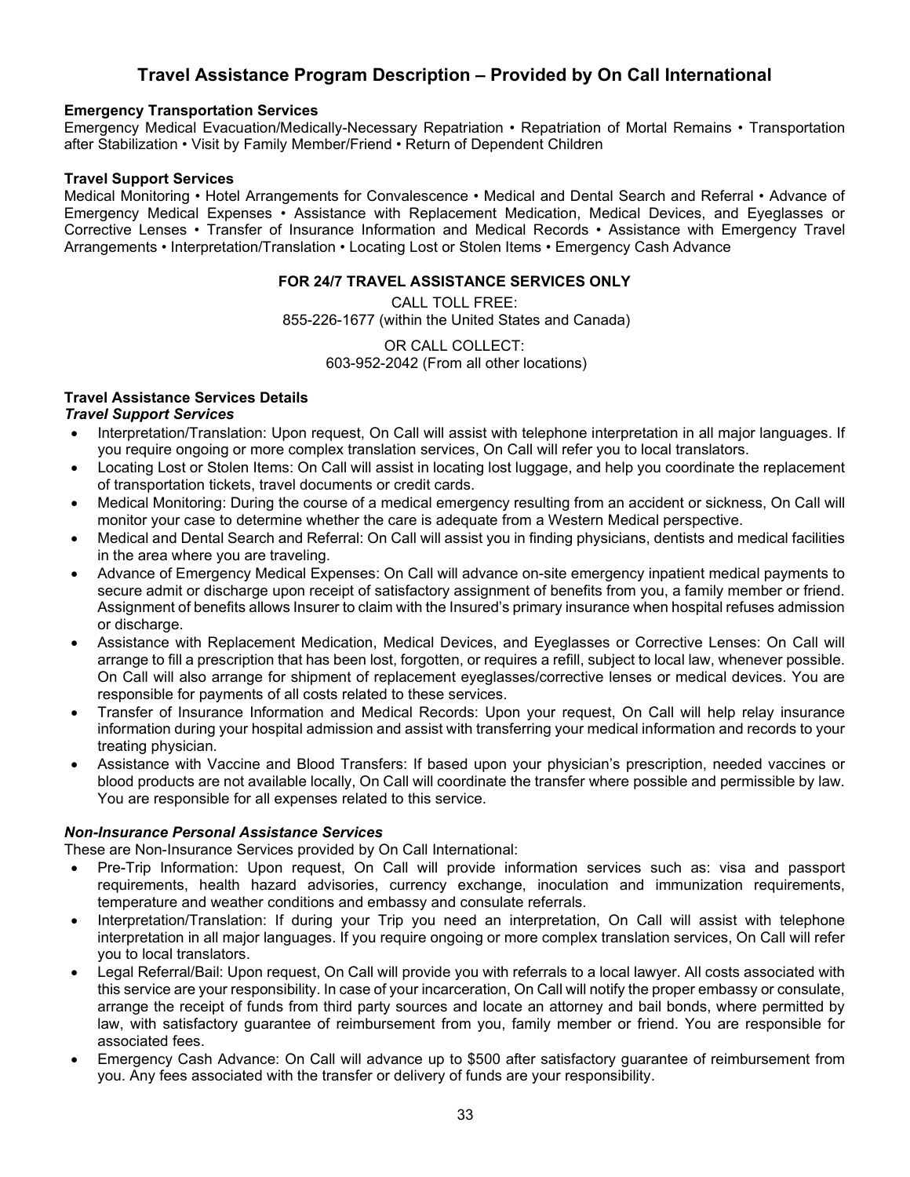## Travel Assistance Program Description – Provided by On Call International

**Emergency Transportation Services**

Emergency Medical Evacuation/Medically-Necessary Repatriation • Repatriation of Mortal Remains • Transportation after Stabilization • Visit by Family Member/Friend • Return of Dependent Children

**Travel Support Services**

Medical Monitoring • Hotel Arrangements for Convalescence • Medical and Dental Search and Referral • Advance of Emergency Medical Expenses • Assistance with Replacement Medication, Medical Devices, and Eyeglasses or Corrective Lenses • Transfer of Insurance Information and Medical Records • Assistance with Emergency Travel Arrangements • Interpretation/Translation • Locating Lost or Stolen Items • Emergency Cash Advance

**FOR 24/7 TRAVEL ASSISTANCE SERVICES ONLY**

CALL TOLL FREE:
855-226-1677 (within the United States and Canada)

OR CALL COLLECT:
603-952-2042 (From all other locations)

**Travel Assistance Services Details**

***Travel Support Services***

- Interpretation/Translation: Upon request, On Call will assist with telephone interpretation in all major languages. If you require ongoing or more complex translation services, On Call will refer you to local translators.
- Locating Lost or Stolen Items: On Call will assist in locating lost luggage, and help you coordinate the replacement of transportation tickets, travel documents or credit cards.
- Medical Monitoring: During the course of a medical emergency resulting from an accident or sickness, On Call will monitor your case to determine whether the care is adequate from a Western Medical perspective.
- Medical and Dental Search and Referral: On Call will assist you in finding physicians, dentists and medical facilities in the area where you are traveling.
- Advance of Emergency Medical Expenses: On Call will advance on-site emergency inpatient medical payments to secure admit or discharge upon receipt of satisfactory assignment of benefits from you, a family member or friend. Assignment of benefits allows Insurer to claim with the Insured's primary insurance when hospital refuses admission or discharge.
- Assistance with Replacement Medication, Medical Devices, and Eyeglasses or Corrective Lenses: On Call will arrange to fill a prescription that has been lost, forgotten, or requires a refill, subject to local law, whenever possible. On Call will also arrange for shipment of replacement eyeglasses/corrective lenses or medical devices. You are responsible for payments of all costs related to these services.
- Transfer of Insurance Information and Medical Records: Upon your request, On Call will help relay insurance information during your hospital admission and assist with transferring your medical information and records to your treating physician.
- Assistance with Vaccine and Blood Transfers: If based upon your physician's prescription, needed vaccines or blood products are not available locally, On Call will coordinate the transfer where possible and permissible by law. You are responsible for all expenses related to this service.

***Non-Insurance Personal Assistance Services***

These are Non-Insurance Services provided by On Call International:

- Pre-Trip Information: Upon request, On Call will provide information services such as: visa and passport requirements, health hazard advisories, currency exchange, inoculation and immunization requirements, temperature and weather conditions and embassy and consulate referrals.
- Interpretation/Translation: If during your Trip you need an interpretation, On Call will assist with telephone interpretation in all major languages. If you require ongoing or more complex translation services, On Call will refer you to local translators.
- Legal Referral/Bail: Upon request, On Call will provide you with referrals to a local lawyer. All costs associated with this service are your responsibility. In case of your incarceration, On Call will notify the proper embassy or consulate, arrange the receipt of funds from third party sources and locate an attorney and bail bonds, where permitted by law, with satisfactory guarantee of reimbursement from you, family member or friend. You are responsible for associated fees.
- Emergency Cash Advance: On Call will advance up to $500 after satisfactory guarantee of reimbursement from you. Any fees associated with the transfer or delivery of funds are your responsibility.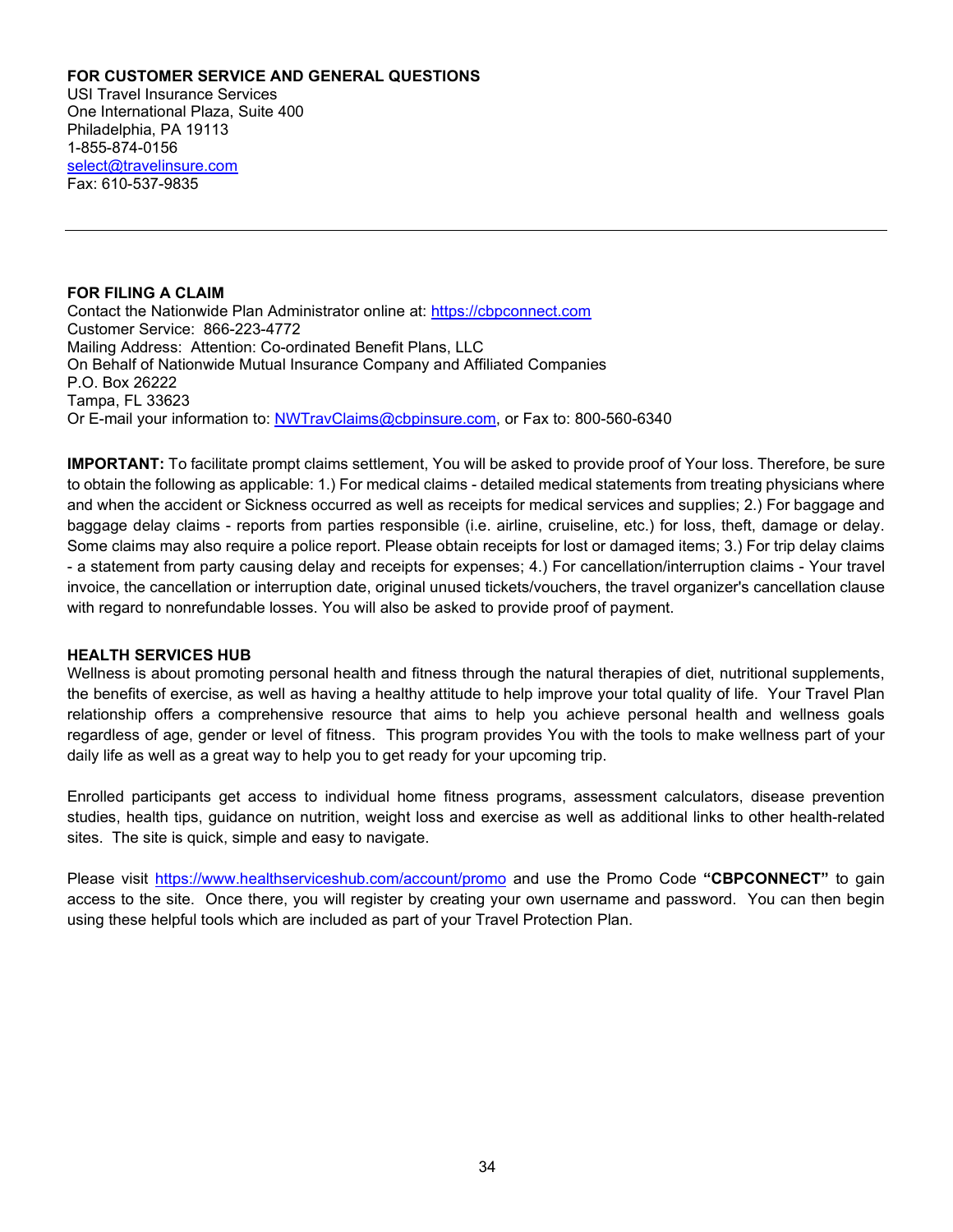**FOR CUSTOMER SERVICE AND GENERAL QUESTIONS**
USI Travel Insurance Services
One International Plaza, Suite 400
Philadelphia, PA 19113
1-855-874-0156
select@travelinsure.com
Fax: 610-537-9835

---

**FOR FILING A CLAIM**
Contact the Nationwide Plan Administrator online at: https://cbpconnect.com
Customer Service: 866-223-4772
Mailing Address: Attention: Co-ordinated Benefit Plans, LLC
On Behalf of Nationwide Mutual Insurance Company and Affiliated Companies
P.O. Box 26222
Tampa, FL 33623
Or E-mail your information to: NWTravClaims@cbpinsure.com, or Fax to: 800-560-6340

**IMPORTANT:** To facilitate prompt claims settlement, You will be asked to provide proof of Your loss. Therefore, be sure to obtain the following as applicable: 1.) For medical claims - detailed medical statements from treating physicians where and when the accident or Sickness occurred as well as receipts for medical services and supplies; 2.) For baggage and baggage delay claims - reports from parties responsible (i.e. airline, cruiseline, etc.) for loss, theft, damage or delay. Some claims may also require a police report. Please obtain receipts for lost or damaged items; 3.) For trip delay claims - a statement from party causing delay and receipts for expenses; 4.) For cancellation/interruption claims - Your travel invoice, the cancellation or interruption date, original unused tickets/vouchers, the travel organizer's cancellation clause with regard to nonrefundable losses. You will also be asked to provide proof of payment.

**HEALTH SERVICES HUB**
Wellness is about promoting personal health and fitness through the natural therapies of diet, nutritional supplements, the benefits of exercise, as well as having a healthy attitude to help improve your total quality of life. Your Travel Plan relationship offers a comprehensive resource that aims to help you achieve personal health and wellness goals regardless of age, gender or level of fitness. This program provides You with the tools to make wellness part of your daily life as well as a great way to help you to get ready for your upcoming trip.

Enrolled participants get access to individual home fitness programs, assessment calculators, disease prevention studies, health tips, guidance on nutrition, weight loss and exercise as well as additional links to other health-related sites. The site is quick, simple and easy to navigate.

Please visit https://www.healthserviceshub.com/account/promo and use the Promo Code **"CBPCONNECT"** to gain access to the site. Once there, you will register by creating your own username and password. You can then begin using these helpful tools which are included as part of your Travel Protection Plan.